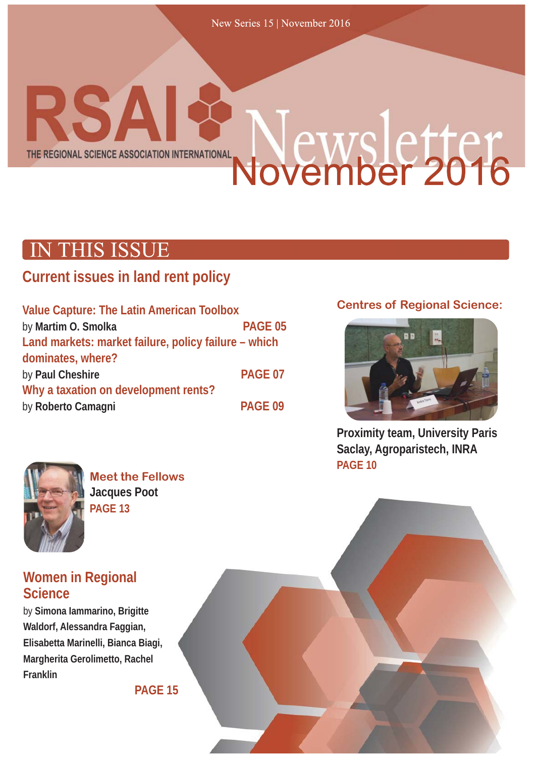New Series 15 | November 2016

# RSAI Newsletter November 2016

THE REGIONAL SCIENCE ASSOCIATION INTERNATIONAL

## IN THIS ISSUE

### Current issues in land rent policy

**Value Capture: The Latin American Toolbox**
by **Martim O. Smolka** PAGE 05

**Land markets: market failure, policy failure – which dominates, where?**
by **Paul Cheshire** PAGE 07

**Why a taxation on development rents?**
by **Roberto Camagni** PAGE 09

### Centres of Regional Science:

**Proximity team, University Paris Saclay, Agroparistech, INRA**
PAGE 10

### Meet the Fellows

**Jacques Poot**
PAGE 13

### Women in Regional Science

by **Simona Iammarino, Brigitte Waldorf, Alessandra Faggian, Elisabetta Marinelli, Bianca Biagi, Margherita Gerolimetto, Rachel Franklin**

PAGE 15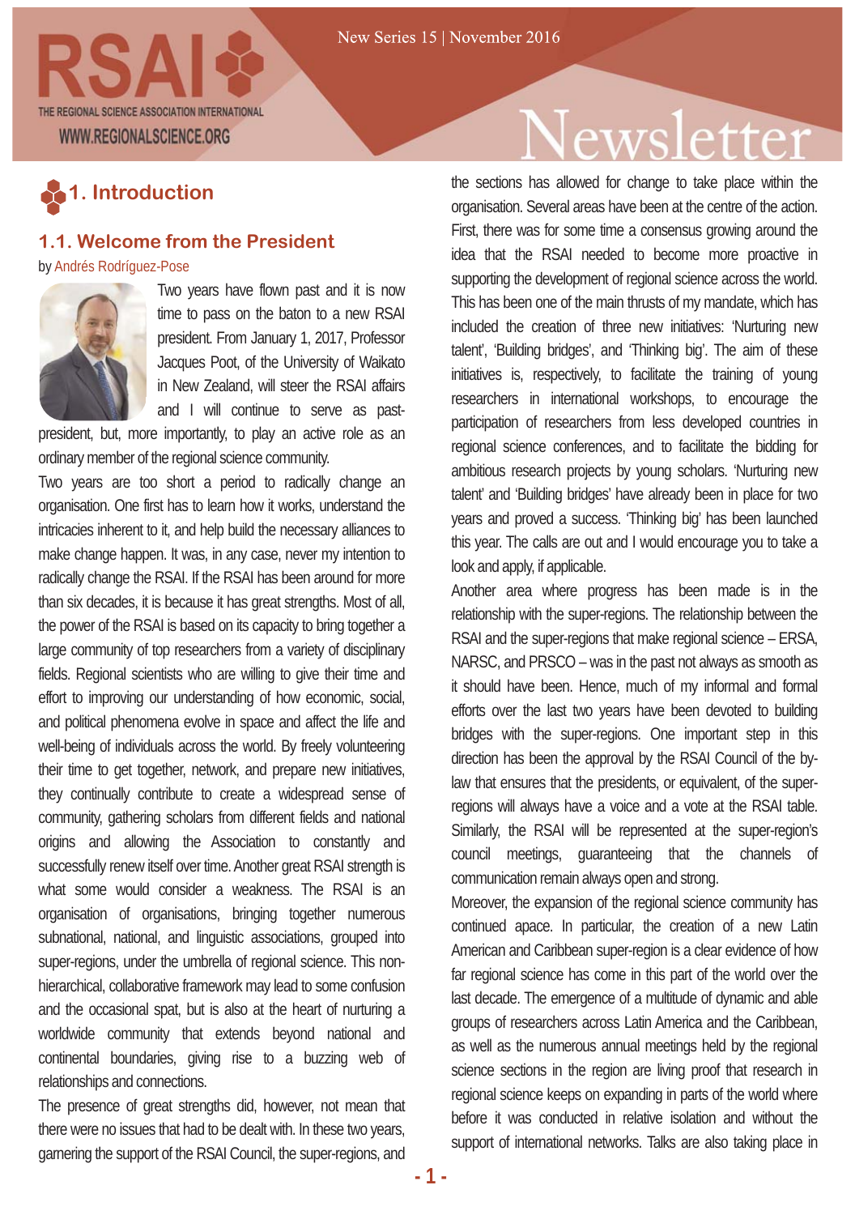# 1. Introduction

## 1.1. Welcome from the President

by Andrés Rodríguez-Pose

Two years have flown past and it is now time to pass on the baton to a new RSAI president. From January 1, 2017, Professor Jacques Poot, of the University of Waikato in New Zealand, will steer the RSAI affairs and I will continue to serve as past-president, but, more importantly, to play an active role as an ordinary member of the regional science community.

Two years are too short a period to radically change an organisation. One first has to learn how it works, understand the intricacies inherent to it, and help build the necessary alliances to make change happen. It was, in any case, never my intention to radically change the RSAI. If the RSAI has been around for more than six decades, it is because it has great strengths. Most of all, the power of the RSAI is based on its capacity to bring together a large community of top researchers from a variety of disciplinary fields. Regional scientists who are willing to give their time and effort to improving our understanding of how economic, social, and political phenomena evolve in space and affect the life and well-being of individuals across the world. By freely volunteering their time to get together, network, and prepare new initiatives, they continually contribute to create a widespread sense of community, gathering scholars from different fields and national origins and allowing the Association to constantly and successfully renew itself over time. Another great RSAI strength is what some would consider a weakness. The RSAI is an organisation of organisations, bringing together numerous subnational, national, and linguistic associations, grouped into super-regions, under the umbrella of regional science. This non-hierarchical, collaborative framework may lead to some confusion and the occasional spat, but is also at the heart of nurturing a worldwide community that extends beyond national and continental boundaries, giving rise to a buzzing web of relationships and connections.

The presence of great strengths did, however, not mean that there were no issues that had to be dealt with. In these two years, garnering the support of the RSAI Council, the super-regions, and the sections has allowed for change to take place within the organisation. Several areas have been at the centre of the action. First, there was for some time a consensus growing around the idea that the RSAI needed to become more proactive in supporting the development of regional science across the world. This has been one of the main thrusts of my mandate, which has included the creation of three new initiatives: 'Nurturing new talent', 'Building bridges', and 'Thinking big'. The aim of these initiatives is, respectively, to facilitate the training of young researchers in international workshops, to encourage the participation of researchers from less developed countries in regional science conferences, and to facilitate the bidding for ambitious research projects by young scholars. 'Nurturing new talent' and 'Building bridges' have already been in place for two years and proved a success. 'Thinking big' has been launched this year. The calls are out and I would encourage you to take a look and apply, if applicable.

Another area where progress has been made is in the relationship with the super-regions. The relationship between the RSAI and the super-regions that make regional science – ERSA, NARSC, and PRSCO – was in the past not always as smooth as it should have been. Hence, much of my informal and formal efforts over the last two years have been devoted to building bridges with the super-regions. One important step in this direction has been the approval by the RSAI Council of the by-law that ensures that the presidents, or equivalent, of the super-regions will always have a voice and a vote at the RSAI table. Similarly, the RSAI will be represented at the super-region's council meetings, guaranteeing that the channels of communication remain always open and strong.

Moreover, the expansion of the regional science community has continued apace. In particular, the creation of a new Latin American and Caribbean super-region is a clear evidence of how far regional science has come in this part of the world over the last decade. The emergence of a multitude of dynamic and able groups of researchers across Latin America and the Caribbean, as well as the numerous annual meetings held by the regional science sections in the region are living proof that research in regional science keeps on expanding in parts of the world where before it was conducted in relative isolation and without the support of international networks. Talks are also taking place in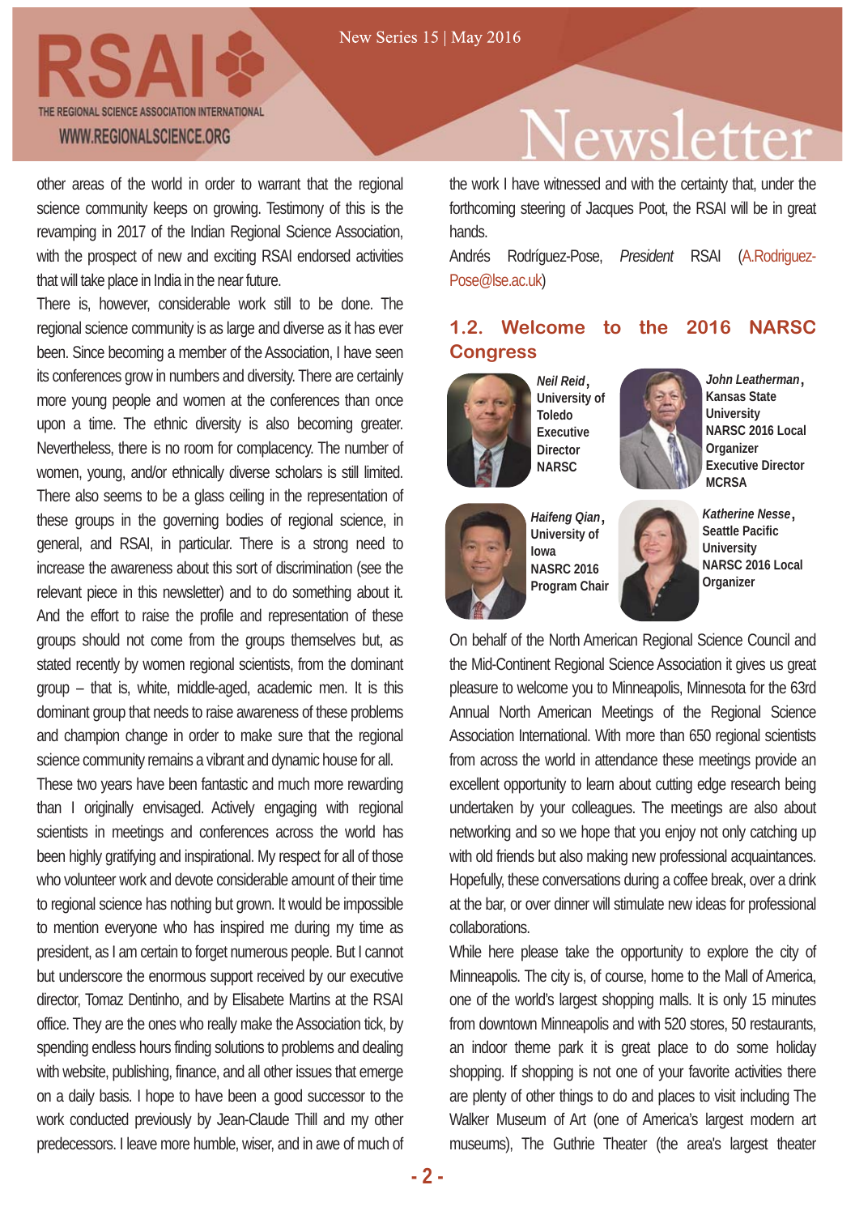other areas of the world in order to warrant that the regional science community keeps on growing. Testimony of this is the revamping in 2017 of the Indian Regional Science Association, with the prospect of new and exciting RSAI endorsed activities that will take place in India in the near future.

There is, however, considerable work still to be done. The regional science community is as large and diverse as it has ever been. Since becoming a member of the Association, I have seen its conferences grow in numbers and diversity. There are certainly more young people and women at the conferences than once upon a time. The ethnic diversity is also becoming greater. Nevertheless, there is no room for complacency. The number of women, young, and/or ethnically diverse scholars is still limited. There also seems to be a glass ceiling in the representation of these groups in the governing bodies of regional science, in general, and RSAI, in particular. There is a strong need to increase the awareness about this sort of discrimination (see the relevant piece in this newsletter) and to do something about it. And the effort to raise the profile and representation of these groups should not come from the groups themselves but, as stated recently by women regional scientists, from the dominant group – that is, white, middle-aged, academic men. It is this dominant group that needs to raise awareness of these problems and champion change in order to make sure that the regional science community remains a vibrant and dynamic house for all.

These two years have been fantastic and much more rewarding than I originally envisaged. Actively engaging with regional scientists in meetings and conferences across the world has been highly gratifying and inspirational. My respect for all of those who volunteer work and devote considerable amount of their time to regional science has nothing but grown. It would be impossible to mention everyone who has inspired me during my time as president, as I am certain to forget numerous people. But I cannot but underscore the enormous support received by our executive director, Tomaz Dentinho, and by Elisabete Martins at the RSAI office. They are the ones who really make the Association tick, by spending endless hours finding solutions to problems and dealing with website, publishing, finance, and all other issues that emerge on a daily basis. I hope to have been a good successor to the work conducted previously by Jean-Claude Thill and my other predecessors. I leave more humble, wiser, and in awe of much of the work I have witnessed and with the certainty that, under the forthcoming steering of Jacques Poot, the RSAI will be in great hands.

Andrés Rodríguez-Pose, *President* RSAI (A.Rodriguez-Pose@lse.ac.uk)

## 1.2. Welcome to the 2016 NARSC Congress

***Neil Reid***, **University of Toledo Executive Director NARSC**

***John Leatherman***, **Kansas State University NARSC 2016 Local Organizer Executive Director MCRSA**

***Haifeng Qian***, **University of Iowa NASRC 2016 Program Chair**

***Katherine Nesse***, **Seattle Pacific University NARSC 2016 Local Organizer**

On behalf of the North American Regional Science Council and the Mid-Continent Regional Science Association it gives us great pleasure to welcome you to Minneapolis, Minnesota for the 63rd Annual North American Meetings of the Regional Science Association International. With more than 650 regional scientists from across the world in attendance these meetings provide an excellent opportunity to learn about cutting edge research being undertaken by your colleagues. The meetings are also about networking and so we hope that you enjoy not only catching up with old friends but also making new professional acquaintances. Hopefully, these conversations during a coffee break, over a drink at the bar, or over dinner will stimulate new ideas for professional collaborations.

While here please take the opportunity to explore the city of Minneapolis. The city is, of course, home to the Mall of America, one of the world's largest shopping malls. It is only 15 minutes from downtown Minneapolis and with 520 stores, 50 restaurants, an indoor theme park it is great place to do some holiday shopping. If shopping is not one of your favorite activities there are plenty of other things to do and places to visit including The Walker Museum of Art (one of America's largest modern art museums), The Guthrie Theater (the area's largest theater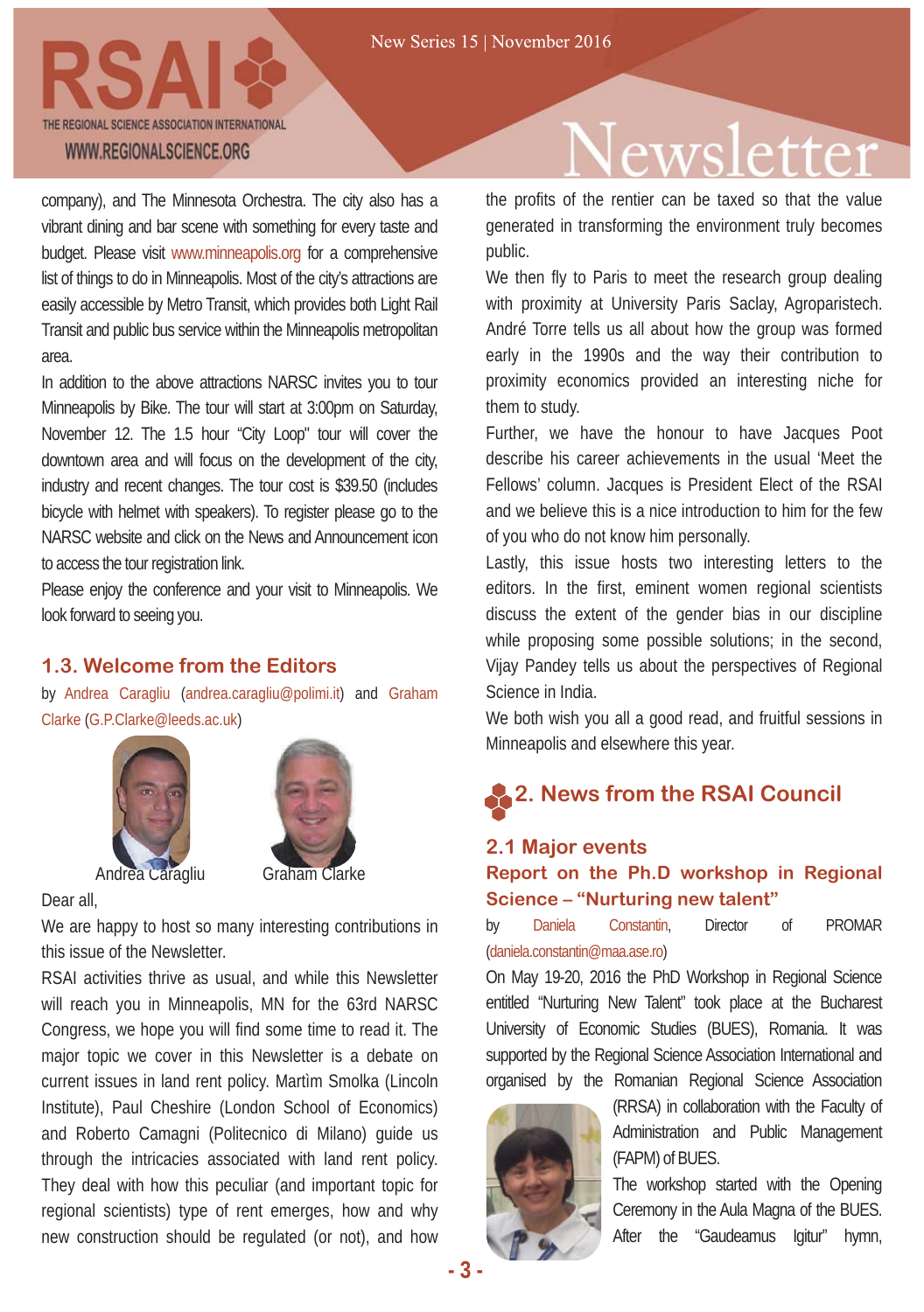company), and The Minnesota Orchestra. The city also has a vibrant dining and bar scene with something for every taste and budget. Please visit www.minneapolis.org for a comprehensive list of things to do in Minneapolis. Most of the city's attractions are easily accessible by Metro Transit, which provides both Light Rail Transit and public bus service within the Minneapolis metropolitan area.

In addition to the above attractions NARSC invites you to tour Minneapolis by Bike. The tour will start at 3:00pm on Saturday, November 12. The 1.5 hour "City Loop" tour will cover the downtown area and will focus on the development of the city, industry and recent changes. The tour cost is $39.50 (includes bicycle with helmet with speakers). To register please go to the NARSC website and click on the News and Announcement icon to access the tour registration link.

Please enjoy the conference and your visit to Minneapolis. We look forward to seeing you.

### 1.3. Welcome from the Editors

by Andrea Caragliu (andrea.caragliu@polimi.it) and Graham Clarke (G.P.Clarke@leeds.ac.uk)

Andrea Caragliu     Graham Clarke

Dear all,

We are happy to host so many interesting contributions in this issue of the Newsletter.

RSAI activities thrive as usual, and while this Newsletter will reach you in Minneapolis, MN for the 63rd NARSC Congress, we hope you will find some time to read it. The major topic we cover in this Newsletter is a debate on current issues in land rent policy. Martìm Smolka (Lincoln Institute), Paul Cheshire (London School of Economics) and Roberto Camagni (Politecnico di Milano) guide us through the intricacies associated with land rent policy. They deal with how this peculiar (and important topic for regional scientists) type of rent emerges, how and why new construction should be regulated (or not), and how the profits of the rentier can be taxed so that the value generated in transforming the environment truly becomes public.

We then fly to Paris to meet the research group dealing with proximity at University Paris Saclay, Agroparistech. André Torre tells us all about how the group was formed early in the 1990s and the way their contribution to proximity economics provided an interesting niche for them to study.

Further, we have the honour to have Jacques Poot describe his career achievements in the usual 'Meet the Fellows' column. Jacques is President Elect of the RSAI and we believe this is a nice introduction to him for the few of you who do not know him personally.

Lastly, this issue hosts two interesting letters to the editors. In the first, eminent women regional scientists discuss the extent of the gender bias in our discipline while proposing some possible solutions; in the second, Vijay Pandey tells us about the perspectives of Regional Science in India.

We both wish you all a good read, and fruitful sessions in Minneapolis and elsewhere this year.

## 2. News from the RSAI Council

### 2.1 Major events

#### Report on the Ph.D workshop in Regional Science – "Nurturing new talent"

by Daniela Constantin, Director of PROMAR (daniela.constantin@maa.ase.ro)

On May 19-20, 2016 the PhD Workshop in Regional Science entitled "Nurturing New Talent" took place at the Bucharest University of Economic Studies (BUES), Romania. It was supported by the Regional Science Association International and organised by the Romanian Regional Science Association (RRSA) in collaboration with the Faculty of Administration and Public Management (FAPM) of BUES.

The workshop started with the Opening Ceremony in the Aula Magna of the BUES. After the "Gaudeamus Igitur" hymn,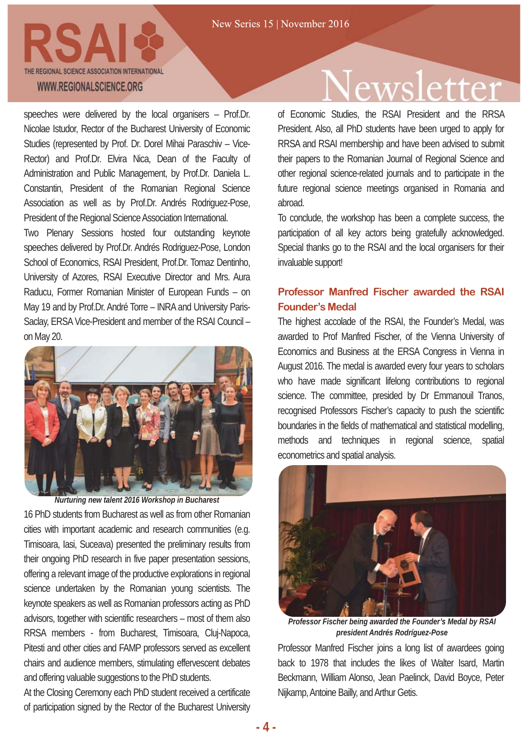speeches were delivered by the local organisers – Prof.Dr. Nicolae Istudor, Rector of the Bucharest University of Economic Studies (represented by Prof. Dr. Dorel Mihai Paraschiv – Vice-Rector) and Prof.Dr. Elvira Nica, Dean of the Faculty of Administration and Public Management, by Prof.Dr. Daniela L. Constantin, President of the Romanian Regional Science Association as well as by Prof.Dr. Andrés Rodriguez-Pose, President of the Regional Science Association International.

Two Plenary Sessions hosted four outstanding keynote speeches delivered by Prof.Dr. Andrés Rodriguez-Pose, London School of Economics, RSAI President, Prof.Dr. Tomaz Dentinho, University of Azores, RSAI Executive Director and Mrs. Aura Raducu, Former Romanian Minister of European Funds – on May 19 and by Prof.Dr. André Torre – INRA and University Paris-Saclay, ERSA Vice-President and member of the RSAI Council – on May 20.

***Nurturing new talent 2016 Workshop in Bucharest***

16 PhD students from Bucharest as well as from other Romanian cities with important academic and research communities (e.g. Timisoara, Iasi, Suceava) presented the preliminary results from their ongoing PhD research in five paper presentation sessions, offering a relevant image of the productive explorations in regional science undertaken by the Romanian young scientists. The keynote speakers as well as Romanian professors acting as PhD advisors, together with scientific researchers – most of them also RRSA members - from Bucharest, Timisoara, Cluj-Napoca, Pitesti and other cities and FAMP professors served as excellent chairs and audience members, stimulating effervescent debates and offering valuable suggestions to the PhD students.

At the Closing Ceremony each PhD student received a certificate of participation signed by the Rector of the Bucharest University of Economic Studies, the RSAI President and the RRSA President. Also, all PhD students have been urged to apply for RRSA and RSAI membership and have been advised to submit their papers to the Romanian Journal of Regional Science and other regional science-related journals and to participate in the future regional science meetings organised in Romania and abroad.

To conclude, the workshop has been a complete success, the participation of all key actors being gratefully acknowledged. Special thanks go to the RSAI and the local organisers for their invaluable support!

## Professor Manfred Fischer awarded the RSAI Founder's Medal

The highest accolade of the RSAI, the Founder's Medal, was awarded to Prof Manfred Fischer, of the Vienna University of Economics and Business at the ERSA Congress in Vienna in August 2016. The medal is awarded every four years to scholars who have made significant lifelong contributions to regional science. The committee, presided by Dr Emmanouil Tranos, recognised Professors Fischer's capacity to push the scientific boundaries in the fields of mathematical and statistical modelling, methods and techniques in regional science, spatial econometrics and spatial analysis.

***Professor Fischer being awarded the Founder's Medal by RSAI president Andrés Rodríguez-Pose***

Professor Manfred Fischer joins a long list of awardees going back to 1978 that includes the likes of Walter Isard, Martin Beckmann, William Alonso, Jean Paelinck, David Boyce, Peter Nijkamp, Antoine Bailly, and Arthur Getis.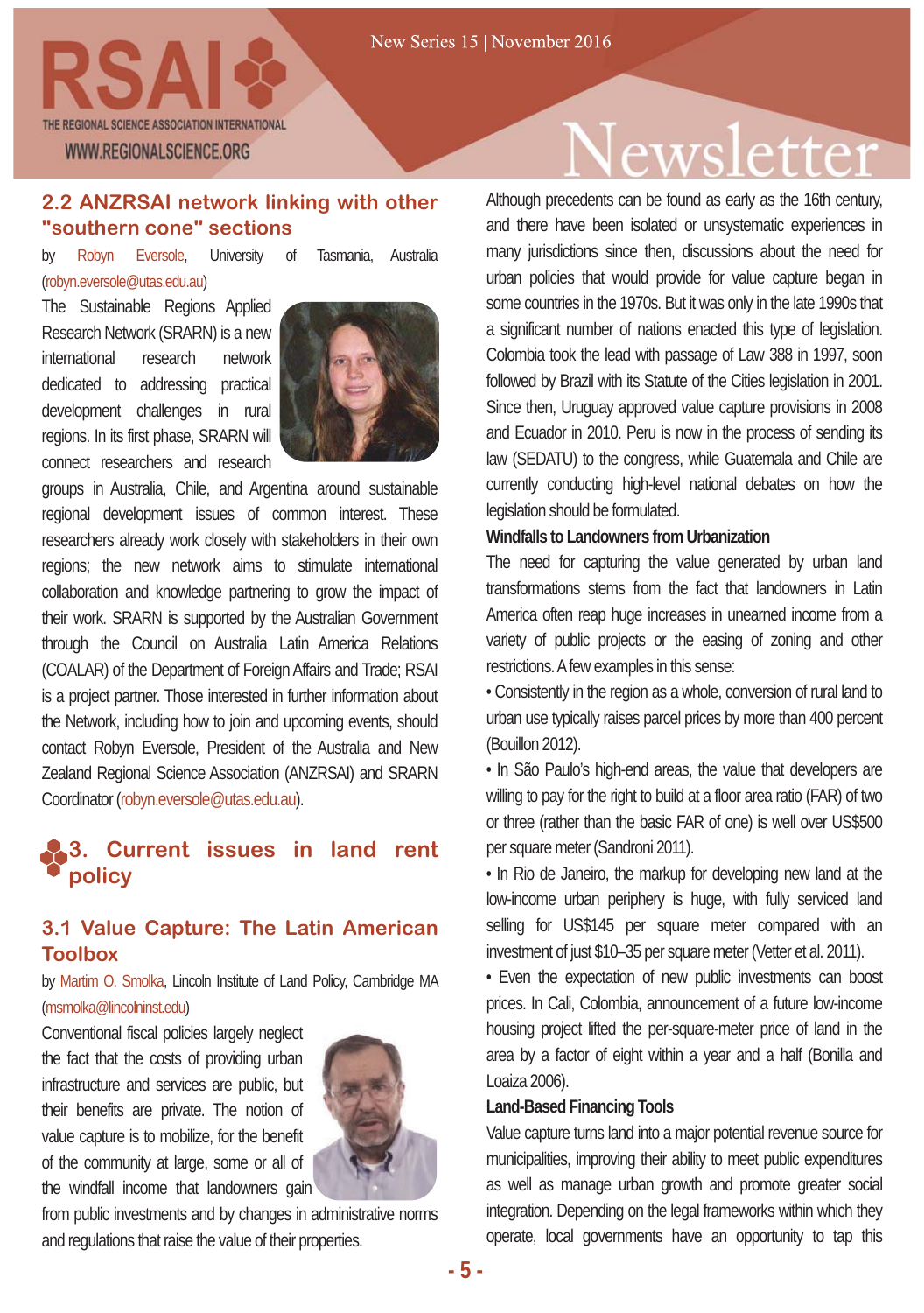## 2.2 ANZRSAI network linking with other "southern cone" sections

by Robyn Eversole, University of Tasmania, Australia (robyn.eversole@utas.edu.au)

The Sustainable Regions Applied Research Network (SRARN) is a new international research network dedicated to addressing practical development challenges in rural regions. In its first phase, SRARN will connect researchers and research groups in Australia, Chile, and Argentina around sustainable regional development issues of common interest. These researchers already work closely with stakeholders in their own regions; the new network aims to stimulate international collaboration and knowledge partnering to grow the impact of their work. SRARN is supported by the Australian Government through the Council on Australia Latin America Relations (COALAR) of the Department of Foreign Affairs and Trade; RSAI is a project partner. Those interested in further information about the Network, including how to join and upcoming events, should contact Robyn Eversole, President of the Australia and New Zealand Regional Science Association (ANZRSAI) and SRARN Coordinator (robyn.eversole@utas.edu.au).

# 3. Current issues in land rent policy

## 3.1 Value Capture: The Latin American Toolbox

by Martim O. Smolka, Lincoln Institute of Land Policy, Cambridge MA (msmolka@lincolninst.edu)

Conventional fiscal policies largely neglect the fact that the costs of providing urban infrastructure and services are public, but their benefits are private. The notion of value capture is to mobilize, for the benefit of the community at large, some or all of the windfall income that landowners gain from public investments and by changes in administrative norms and regulations that raise the value of their properties.

Although precedents can be found as early as the 16th century, and there have been isolated or unsystematic experiences in many jurisdictions since then, discussions about the need for urban policies that would provide for value capture began in some countries in the 1970s. But it was only in the late 1990s that a significant number of nations enacted this type of legislation. Colombia took the lead with passage of Law 388 in 1997, soon followed by Brazil with its Statute of the Cities legislation in 2001. Since then, Uruguay approved value capture provisions in 2008 and Ecuador in 2010. Peru is now in the process of sending its law (SEDATU) to the congress, while Guatemala and Chile are currently conducting high-level national debates on how the legislation should be formulated.

**Windfalls to Landowners from Urbanization**

The need for capturing the value generated by urban land transformations stems from the fact that landowners in Latin America often reap huge increases in unearned income from a variety of public projects or the easing of zoning and other restrictions. A few examples in this sense:

- Consistently in the region as a whole, conversion of rural land to urban use typically raises parcel prices by more than 400 percent (Bouillon 2012).
- In São Paulo's high-end areas, the value that developers are willing to pay for the right to build at a floor area ratio (FAR) of two or three (rather than the basic FAR of one) is well over US$500 per square meter (Sandroni 2011).
- In Rio de Janeiro, the markup for developing new land at the low-income urban periphery is huge, with fully serviced land selling for US$145 per square meter compared with an investment of just $10–35 per square meter (Vetter et al. 2011).
- Even the expectation of new public investments can boost prices. In Cali, Colombia, announcement of a future low-income housing project lifted the per-square-meter price of land in the area by a factor of eight within a year and a half (Bonilla and Loaiza 2006).

**Land-Based Financing Tools**

Value capture turns land into a major potential revenue source for municipalities, improving their ability to meet public expenditures as well as manage urban growth and promote greater social integration. Depending on the legal frameworks within which they operate, local governments have an opportunity to tap this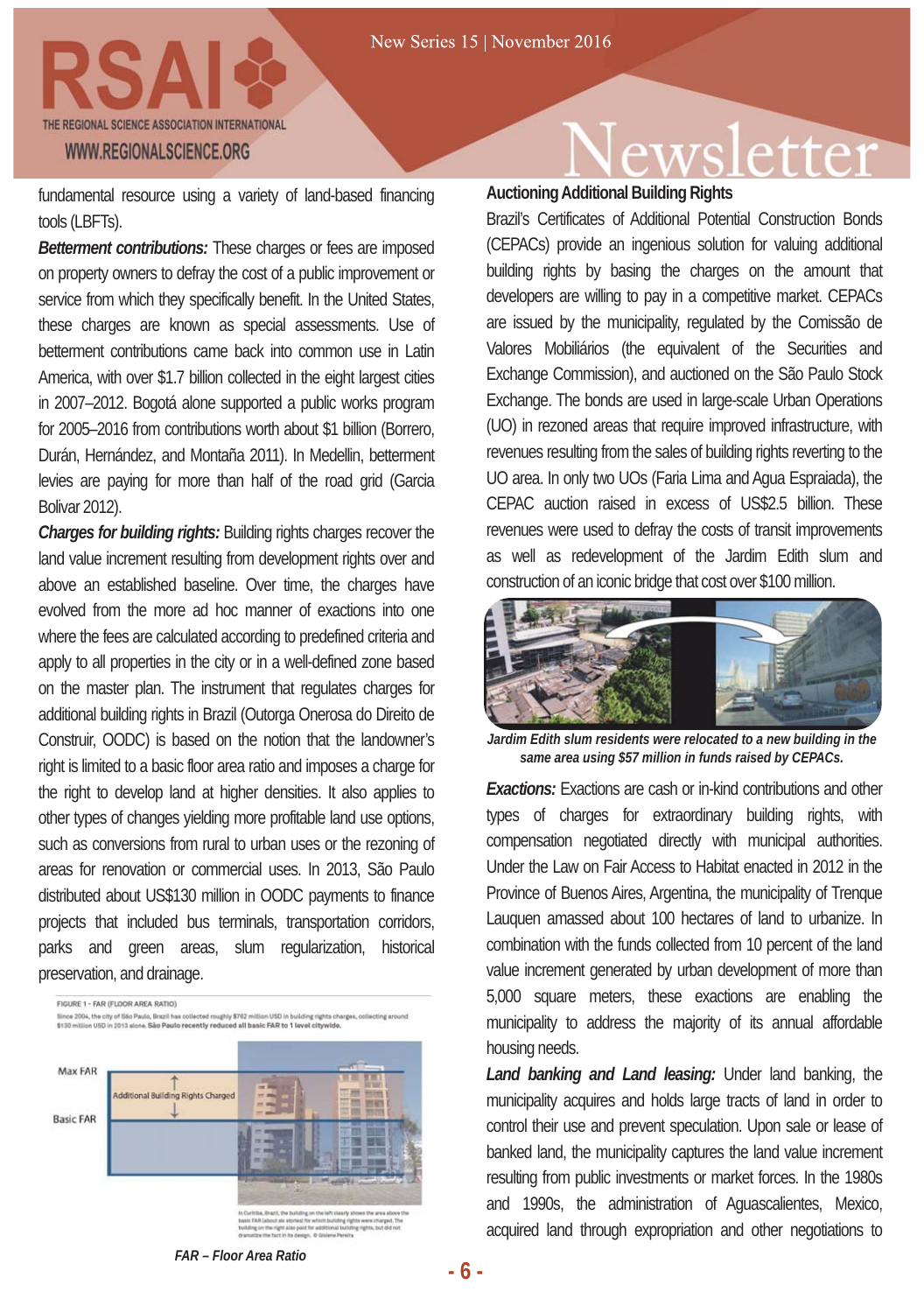fundamental resource using a variety of land-based financing tools (LBFTs).

***Betterment contributions:*** These charges or fees are imposed on property owners to defray the cost of a public improvement or service from which they specifically benefit. In the United States, these charges are known as special assessments. Use of betterment contributions came back into common use in Latin America, with over $1.7 billion collected in the eight largest cities in 2007–2012. Bogotá alone supported a public works program for 2005–2016 from contributions worth about $1 billion (Borrero, Durán, Hernández, and Montaña 2011). In Medellín, betterment levies are paying for more than half of the road grid (Garcia Bolivar 2012).

***Charges for building rights:*** Building rights charges recover the land value increment resulting from development rights over and above an established baseline. Over time, the charges have evolved from the more ad hoc manner of exactions into one where the fees are calculated according to predefined criteria and apply to all properties in the city or in a well-defined zone based on the master plan. The instrument that regulates charges for additional building rights in Brazil (Outorga Onerosa do Direito de Construir, OODC) is based on the notion that the landowner's right is limited to a basic floor area ratio and imposes a charge for the right to develop land at higher densities. It also applies to other types of changes yielding more profitable land use options, such as conversions from rural to urban uses or the rezoning of areas for renovation or commercial uses. In 2013, São Paulo distributed about US$130 million in OODC payments to finance projects that included bus terminals, transportation corridors, parks and green areas, slum regularization, historical preservation, and drainage.

FIGURE 1 - FAR (FLOOR AREA RATIO)

Since 2004, the city of São Paulo, Brazil has collected roughly $762 million USD in building rights charges, collecting around $130 million USD in 2013 alone. São Paulo recently reduced all basic FAR to 1 level citywide.

Max FAR

Additional Building Rights Charged

Basic FAR

In Curitiba, Brazil, the building on the left clearly shows the area above the basic FAR (about six stories) for which building rights were charged. The building on the right also paid for additional building rights, but did not dramatize the fact in its design. © Gislene Pereira

*FAR – Floor Area Ratio*

### Auctioning Additional Building Rights

Brazil's Certificates of Additional Potential Construction Bonds (CEPACs) provide an ingenious solution for valuing additional building rights by basing the charges on the amount that developers are willing to pay in a competitive market. CEPACs are issued by the municipality, regulated by the Comissão de Valores Mobiliários (the equivalent of the Securities and Exchange Commission), and auctioned on the São Paulo Stock Exchange. The bonds are used in large-scale Urban Operations (UO) in rezoned areas that require improved infrastructure, with revenues resulting from the sales of building rights reverting to the UO area. In only two UOs (Faria Lima and Agua Espraiada), the CEPAC auction raised in excess of US$2.5 billion. These revenues were used to defray the costs of transit improvements as well as redevelopment of the Jardim Edith slum and construction of an iconic bridge that cost over $100 million.

***Jardim Edith slum residents were relocated to a new building in the same area using $57 million in funds raised by CEPACs.***

***Exactions:*** Exactions are cash or in-kind contributions and other types of charges for extraordinary building rights, with compensation negotiated directly with municipal authorities. Under the Law on Fair Access to Habitat enacted in 2012 in the Province of Buenos Aires, Argentina, the municipality of Trenque Lauquen amassed about 100 hectares of land to urbanize. In combination with the funds collected from 10 percent of the land value increment generated by urban development of more than 5,000 square meters, these exactions are enabling the municipality to address the majority of its annual affordable housing needs.

***Land banking and Land leasing:*** Under land banking, the municipality acquires and holds large tracts of land in order to control their use and prevent speculation. Upon sale or lease of banked land, the municipality captures the land value increment resulting from public investments or market forces. In the 1980s and 1990s, the administration of Aguascalientes, Mexico, acquired land through expropriation and other negotiations to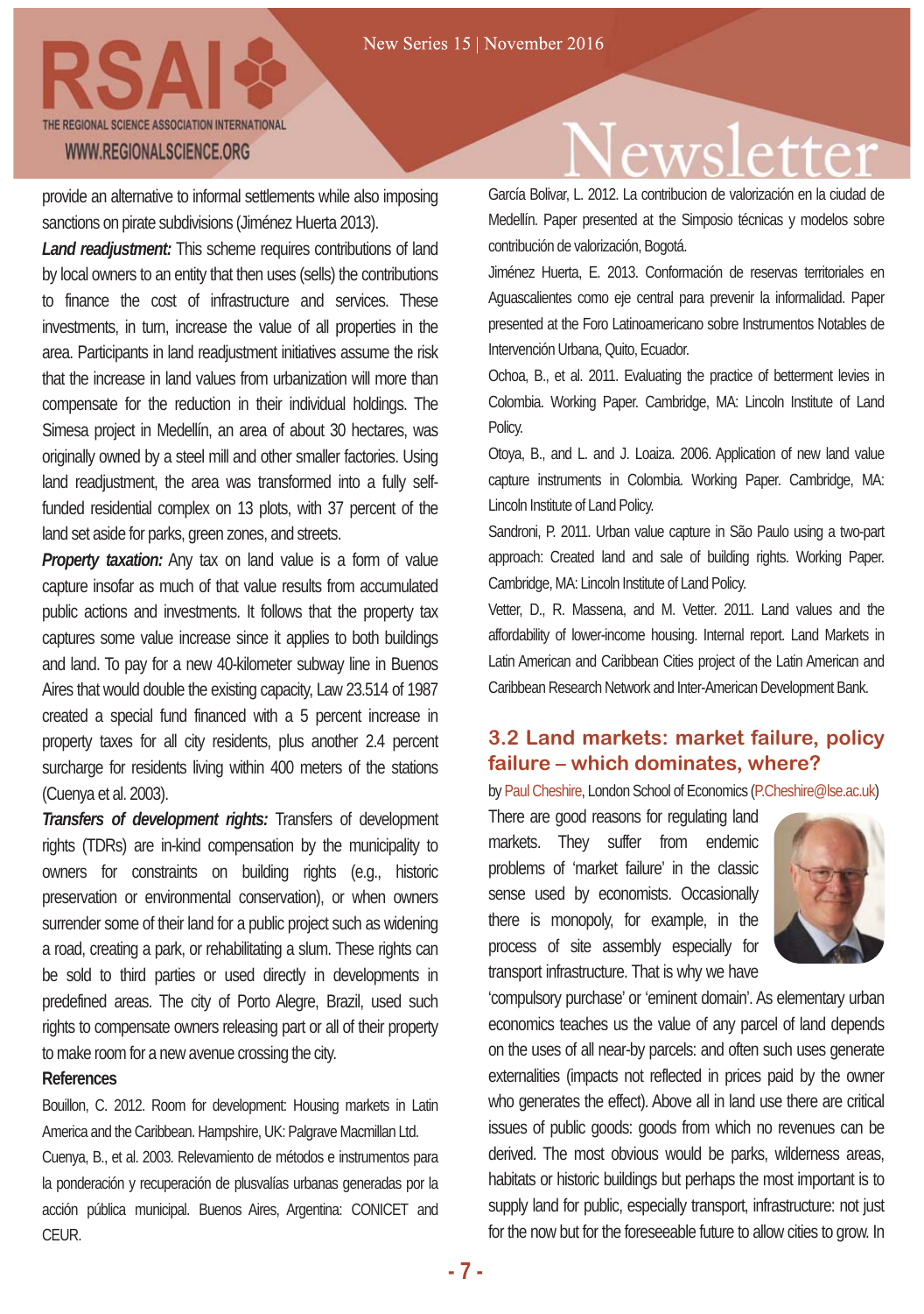provide an alternative to informal settlements while also imposing sanctions on pirate subdivisions (Jiménez Huerta 2013).

***Land readjustment:*** This scheme requires contributions of land by local owners to an entity that then uses (sells) the contributions to finance the cost of infrastructure and services. These investments, in turn, increase the value of all properties in the area. Participants in land readjustment initiatives assume the risk that the increase in land values from urbanization will more than compensate for the reduction in their individual holdings. The Simesa project in Medellín, an area of about 30 hectares, was originally owned by a steel mill and other smaller factories. Using land readjustment, the area was transformed into a fully self-funded residential complex on 13 plots, with 37 percent of the land set aside for parks, green zones, and streets.

***Property taxation:*** Any tax on land value is a form of value capture insofar as much of that value results from accumulated public actions and investments. It follows that the property tax captures some value increase since it applies to both buildings and land. To pay for a new 40-kilometer subway line in Buenos Aires that would double the existing capacity, Law 23.514 of 1987 created a special fund financed with a 5 percent increase in property taxes for all city residents, plus another 2.4 percent surcharge for residents living within 400 meters of the stations (Cuenya et al. 2003).

***Transfers of development rights:*** Transfers of development rights (TDRs) are in-kind compensation by the municipality to owners for constraints on building rights (e.g., historic preservation or environmental conservation), or when owners surrender some of their land for a public project such as widening a road, creating a park, or rehabilitating a slum. These rights can be sold to third parties or used directly in developments in predefined areas. The city of Porto Alegre, Brazil, used such rights to compensate owners releasing part or all of their property to make room for a new avenue crossing the city.

**References**

Bouillon, C. 2012. Room for development: Housing markets in Latin America and the Caribbean. Hampshire, UK: Palgrave Macmillan Ltd.

Cuenya, B., et al. 2003. Relevamiento de métodos e instrumentos para la ponderación y recuperación de plusvalías urbanas generadas por la acción pública municipal. Buenos Aires, Argentina: CONICET and CEUR.

García Bolivar, L. 2012. La contribucion de valorización en la ciudad de Medellín. Paper presented at the Simposio técnicas y modelos sobre contribución de valorización, Bogotá.

Jiménez Huerta, E. 2013. Conformación de reservas territoriales en Aguascalientes como eje central para prevenir la informalidad. Paper presented at the Foro Latinoamericano sobre Instrumentos Notables de Intervención Urbana, Quito, Ecuador.

Ochoa, B., et al. 2011. Evaluating the practice of betterment levies in Colombia. Working Paper. Cambridge, MA: Lincoln Institute of Land Policy.

Otoya, B., and L. and J. Loaiza. 2006. Application of new land value capture instruments in Colombia. Working Paper. Cambridge, MA: Lincoln Institute of Land Policy.

Sandroni, P. 2011. Urban value capture in São Paulo using a two-part approach: Created land and sale of building rights. Working Paper. Cambridge, MA: Lincoln Institute of Land Policy.

Vetter, D., R. Massena, and M. Vetter. 2011. Land values and the affordability of lower-income housing. Internal report. Land Markets in Latin American and Caribbean Cities project of the Latin American and Caribbean Research Network and Inter-American Development Bank.

## 3.2 Land markets: market failure, policy failure – which dominates, where?

by Paul Cheshire, London School of Economics (P.Cheshire@lse.ac.uk)

There are good reasons for regulating land markets. They suffer from endemic problems of 'market failure' in the classic sense used by economists. Occasionally there is monopoly, for example, in the process of site assembly especially for transport infrastructure. That is why we have 'compulsory purchase' or 'eminent domain'. As elementary urban economics teaches us the value of any parcel of land depends on the uses of all near-by parcels: and often such uses generate externalities (impacts not reflected in prices paid by the owner who generates the effect). Above all in land use there are critical issues of public goods: goods from which no revenues can be derived. The most obvious would be parks, wilderness areas, habitats or historic buildings but perhaps the most important is to supply land for public, especially transport, infrastructure: not just for the now but for the foreseeable future to allow cities to grow. In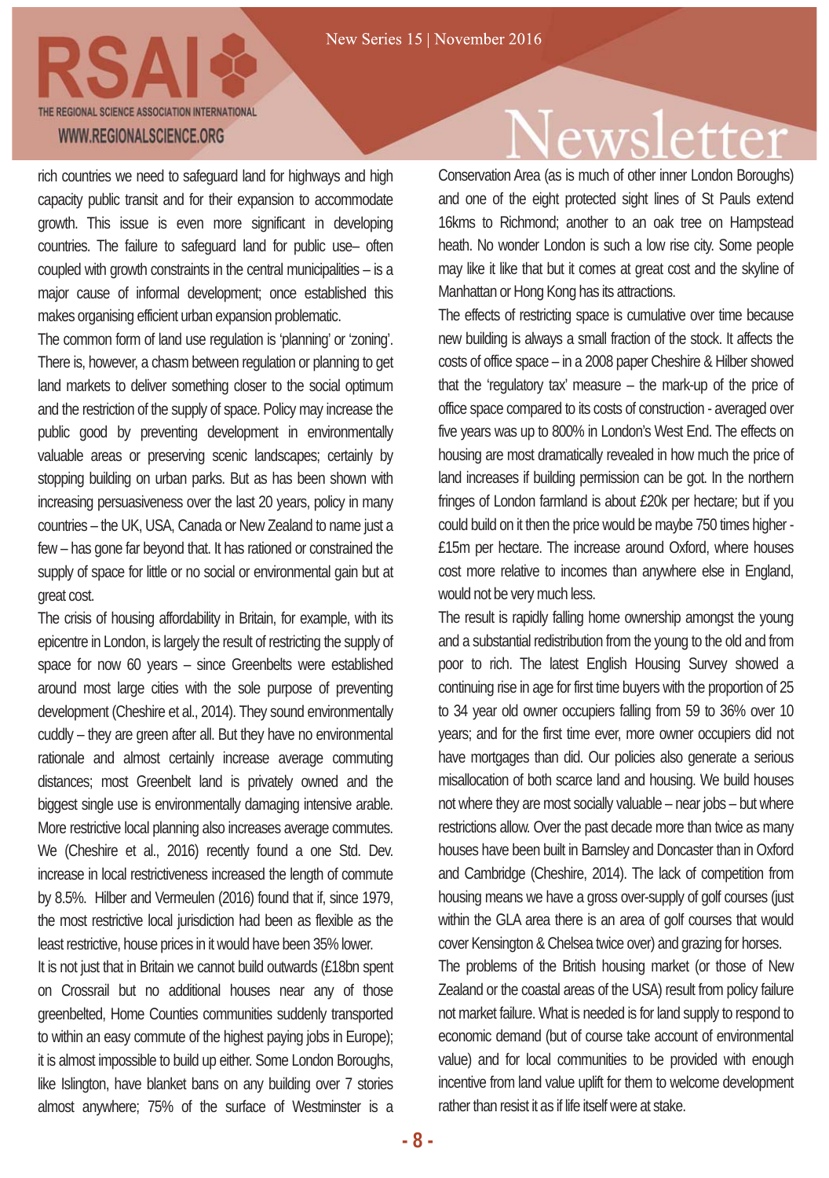rich countries we need to safeguard land for highways and high capacity public transit and for their expansion to accommodate growth. This issue is even more significant in developing countries. The failure to safeguard land for public use– often coupled with growth constraints in the central municipalities – is a major cause of informal development; once established this makes organising efficient urban expansion problematic.

The common form of land use regulation is 'planning' or 'zoning'. There is, however, a chasm between regulation or planning to get land markets to deliver something closer to the social optimum and the restriction of the supply of space. Policy may increase the public good by preventing development in environmentally valuable areas or preserving scenic landscapes; certainly by stopping building on urban parks. But as has been shown with increasing persuasiveness over the last 20 years, policy in many countries – the UK, USA, Canada or New Zealand to name just a few – has gone far beyond that. It has rationed or constrained the supply of space for little or no social or environmental gain but at great cost.

The crisis of housing affordability in Britain, for example, with its epicentre in London, is largely the result of restricting the supply of space for now 60 years – since Greenbelts were established around most large cities with the sole purpose of preventing development (Cheshire et al., 2014). They sound environmentally cuddly – they are green after all. But they have no environmental rationale and almost certainly increase average commuting distances; most Greenbelt land is privately owned and the biggest single use is environmentally damaging intensive arable. More restrictive local planning also increases average commutes. We (Cheshire et al., 2016) recently found a one Std. Dev. increase in local restrictiveness increased the length of commute by 8.5%. Hilber and Vermeulen (2016) found that if, since 1979, the most restrictive local jurisdiction had been as flexible as the least restrictive, house prices in it would have been 35% lower.

It is not just that in Britain we cannot build outwards (£18bn spent on Crossrail but no additional houses near any of those greenbelted, Home Counties communities suddenly transported to within an easy commute of the highest paying jobs in Europe); it is almost impossible to build up either. Some London Boroughs, like Islington, have blanket bans on any building over 7 stories almost anywhere; 75% of the surface of Westminster is a Conservation Area (as is much of other inner London Boroughs) and one of the eight protected sight lines of St Pauls extend 16kms to Richmond; another to an oak tree on Hampstead heath. No wonder London is such a low rise city. Some people may like it like that but it comes at great cost and the skyline of Manhattan or Hong Kong has its attractions.

The effects of restricting space is cumulative over time because new building is always a small fraction of the stock. It affects the costs of office space – in a 2008 paper Cheshire & Hilber showed that the 'regulatory tax' measure – the mark-up of the price of office space compared to its costs of construction - averaged over five years was up to 800% in London's West End. The effects on housing are most dramatically revealed in how much the price of land increases if building permission can be got. In the northern fringes of London farmland is about £20k per hectare; but if you could build on it then the price would be maybe 750 times higher - £15m per hectare. The increase around Oxford, where houses cost more relative to incomes than anywhere else in England, would not be very much less.

The result is rapidly falling home ownership amongst the young and a substantial redistribution from the young to the old and from poor to rich. The latest English Housing Survey showed a continuing rise in age for first time buyers with the proportion of 25 to 34 year old owner occupiers falling from 59 to 36% over 10 years; and for the first time ever, more owner occupiers did not have mortgages than did. Our policies also generate a serious misallocation of both scarce land and housing. We build houses not where they are most socially valuable – near jobs – but where restrictions allow. Over the past decade more than twice as many houses have been built in Barnsley and Doncaster than in Oxford and Cambridge (Cheshire, 2014). The lack of competition from housing means we have a gross over-supply of golf courses (just within the GLA area there is an area of golf courses that would cover Kensington & Chelsea twice over) and grazing for horses.

The problems of the British housing market (or those of New Zealand or the coastal areas of the USA) result from policy failure not market failure. What is needed is for land supply to respond to economic demand (but of course take account of environmental value) and for local communities to be provided with enough incentive from land value uplift for them to welcome development rather than resist it as if life itself were at stake.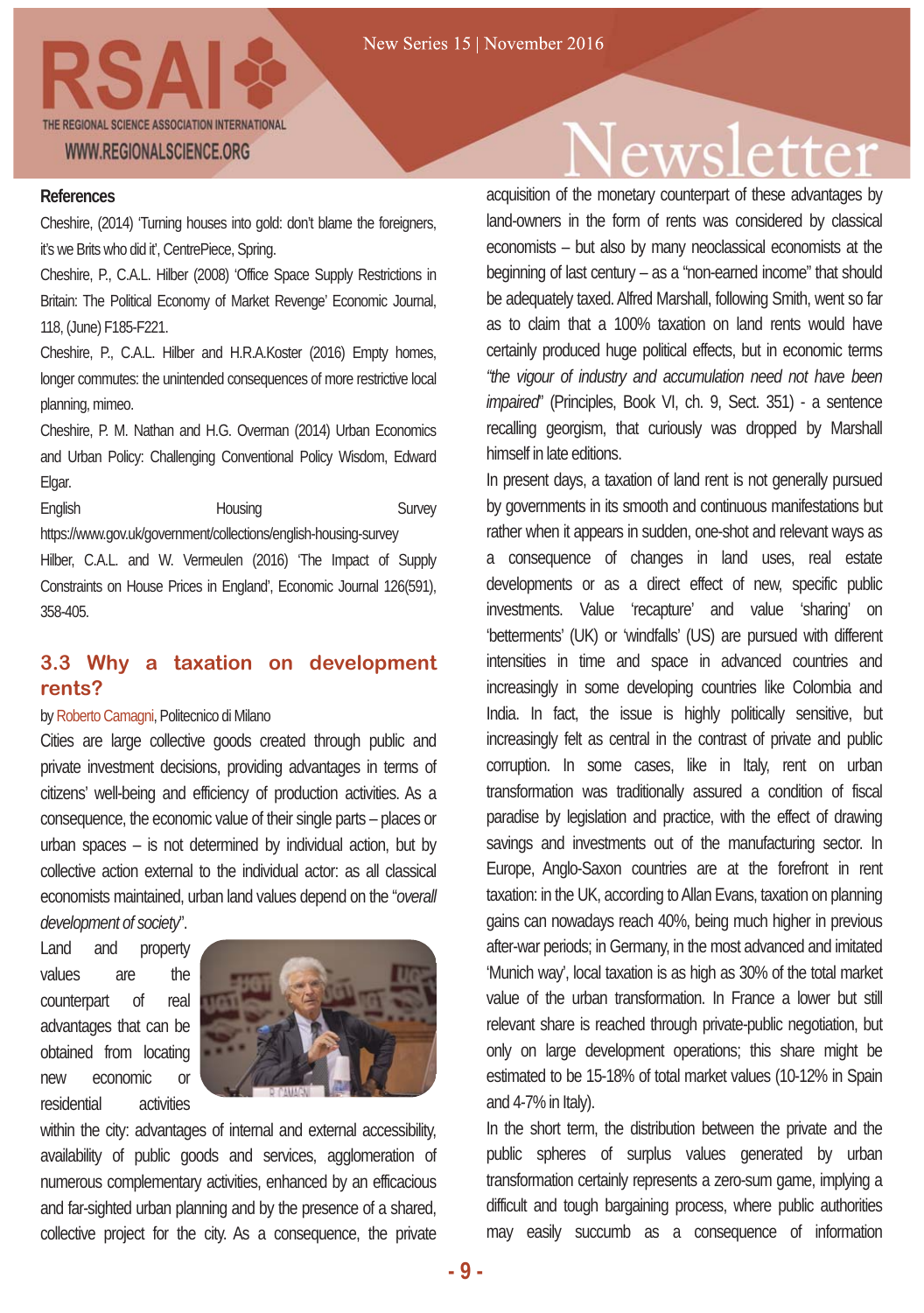### References

Cheshire, (2014) 'Turning houses into gold: don't blame the foreigners, it's we Brits who did it', CentrePiece, Spring.

Cheshire, P., C.A.L. Hilber (2008) 'Office Space Supply Restrictions in Britain: The Political Economy of Market Revenge' Economic Journal, 118, (June) F185-F221.

Cheshire, P., C.A.L. Hilber and H.R.A.Koster (2016) Empty homes, longer commutes: the unintended consequences of more restrictive local planning, mimeo.

Cheshire, P. M. Nathan and H.G. Overman (2014) Urban Economics and Urban Policy: Challenging Conventional Policy Wisdom, Edward Elgar.

English Housing Survey https://www.gov.uk/government/collections/english-housing-survey

Hilber, C.A.L. and W. Vermeulen (2016) 'The Impact of Supply Constraints on House Prices in England', Economic Journal 126(591), 358-405.

## 3.3 Why a taxation on development rents?

by Roberto Camagni, Politecnico di Milano

Cities are large collective goods created through public and private investment decisions, providing advantages in terms of citizens' well-being and efficiency of production activities. As a consequence, the economic value of their single parts – places or urban spaces – is not determined by individual action, but by collective action external to the individual actor: as all classical economists maintained, urban land values depend on the "*overall development of society*".

Land and property values are the counterpart of real advantages that can be obtained from locating new economic or residential activities within the city: advantages of internal and external accessibility, availability of public goods and services, agglomeration of numerous complementary activities, enhanced by an efficacious and far-sighted urban planning and by the presence of a shared, collective project for the city. As a consequence, the private acquisition of the monetary counterpart of these advantages by land-owners in the form of rents was considered by classical economists – but also by many neoclassical economists at the beginning of last century – as a "non-earned income" that should be adequately taxed. Alfred Marshall, following Smith, went so far as to claim that a 100% taxation on land rents would have certainly produced huge political effects, but in economic terms *"the vigour of industry and accumulation need not have been impaired*" (Principles, Book VI, ch. 9, Sect. 351) - a sentence recalling georgism, that curiously was dropped by Marshall himself in late editions.

In present days, a taxation of land rent is not generally pursued by governments in its smooth and continuous manifestations but rather when it appears in sudden, one-shot and relevant ways as a consequence of changes in land uses, real estate developments or as a direct effect of new, specific public investments. Value 'recapture' and value 'sharing' on 'betterments' (UK) or 'windfalls' (US) are pursued with different intensities in time and space in advanced countries and increasingly in some developing countries like Colombia and India. In fact, the issue is highly politically sensitive, but increasingly felt as central in the contrast of private and public corruption. In some cases, like in Italy, rent on urban transformation was traditionally assured a condition of fiscal paradise by legislation and practice, with the effect of drawing savings and investments out of the manufacturing sector. In Europe, Anglo-Saxon countries are at the forefront in rent taxation: in the UK, according to Allan Evans, taxation on planning gains can nowadays reach 40%, being much higher in previous after-war periods; in Germany, in the most advanced and imitated 'Munich way', local taxation is as high as 30% of the total market value of the urban transformation. In France a lower but still relevant share is reached through private-public negotiation, but only on large development operations; this share might be estimated to be 15-18% of total market values (10-12% in Spain and 4-7% in Italy).

In the short term, the distribution between the private and the public spheres of surplus values generated by urban transformation certainly represents a zero-sum game, implying a difficult and tough bargaining process, where public authorities may easily succumb as a consequence of information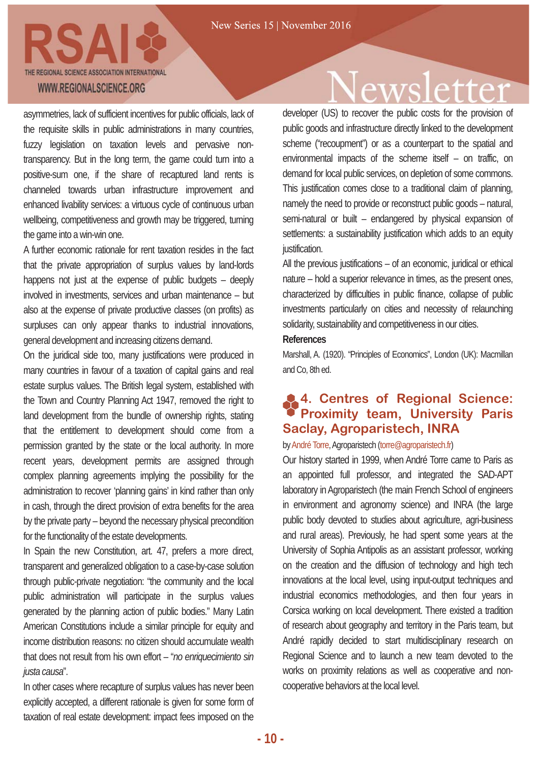asymmetries, lack of sufficient incentives for public officials, lack of the requisite skills in public administrations in many countries, fuzzy legislation on taxation levels and pervasive non-transparency. But in the long term, the game could turn into a positive-sum one, if the share of recaptured land rents is channeled towards urban infrastructure improvement and enhanced livability services: a virtuous cycle of continuous urban wellbeing, competitiveness and growth may be triggered, turning the game into a win-win one.

A further economic rationale for rent taxation resides in the fact that the private appropriation of surplus values by land-lords happens not just at the expense of public budgets – deeply involved in investments, services and urban maintenance – but also at the expense of private productive classes (on profits) as surpluses can only appear thanks to industrial innovations, general development and increasing citizens demand.

On the juridical side too, many justifications were produced in many countries in favour of a taxation of capital gains and real estate surplus values. The British legal system, established with the Town and Country Planning Act 1947, removed the right to land development from the bundle of ownership rights, stating that the entitlement to development should come from a permission granted by the state or the local authority. In more recent years, development permits are assigned through complex planning agreements implying the possibility for the administration to recover 'planning gains' in kind rather than only in cash, through the direct provision of extra benefits for the area by the private party – beyond the necessary physical precondition for the functionality of the estate developments.

In Spain the new Constitution, art. 47, prefers a more direct, transparent and generalized obligation to a case-by-case solution through public-private negotiation: "the community and the local public administration will participate in the surplus values generated by the planning action of public bodies." Many Latin American Constitutions include a similar principle for equity and income distribution reasons: no citizen should accumulate wealth that does not result from his own effort – "*no enriquecimiento sin justa causa*".

In other cases where recapture of surplus values has never been explicitly accepted, a different rationale is given for some form of taxation of real estate development: impact fees imposed on the developer (US) to recover the public costs for the provision of public goods and infrastructure directly linked to the development scheme ("recoupment") or as a counterpart to the spatial and environmental impacts of the scheme itself – on traffic, on demand for local public services, on depletion of some commons. This justification comes close to a traditional claim of planning, namely the need to provide or reconstruct public goods – natural, semi-natural or built – endangered by physical expansion of settlements: a sustainability justification which adds to an equity justification.

All the previous justifications – of an economic, juridical or ethical nature – hold a superior relevance in times, as the present ones, characterized by difficulties in public finance, collapse of public investments particularly on cities and necessity of relaunching solidarity, sustainability and competitiveness in our cities.

**References**

Marshall, A. (1920). "Principles of Economics", London (UK): Macmillan and Co, 8th ed.

## 4. Centres of Regional Science: Proximity team, University Paris Saclay, Agroparistech, INRA

by André Torre, Agroparistech (torre@agroparistech.fr)

Our history started in 1999, when André Torre came to Paris as an appointed full professor, and integrated the SAD-APT laboratory in Agroparistech (the main French School of engineers in environment and agronomy science) and INRA (the large public body devoted to studies about agriculture, agri-business and rural areas). Previously, he had spent some years at the University of Sophia Antipolis as an assistant professor, working on the creation and the diffusion of technology and high tech innovations at the local level, using input-output techniques and industrial economics methodologies, and then four years in Corsica working on local development. There existed a tradition of research about geography and territory in the Paris team, but André rapidly decided to start multidisciplinary research on Regional Science and to launch a new team devoted to the works on proximity relations as well as cooperative and non-cooperative behaviors at the local level.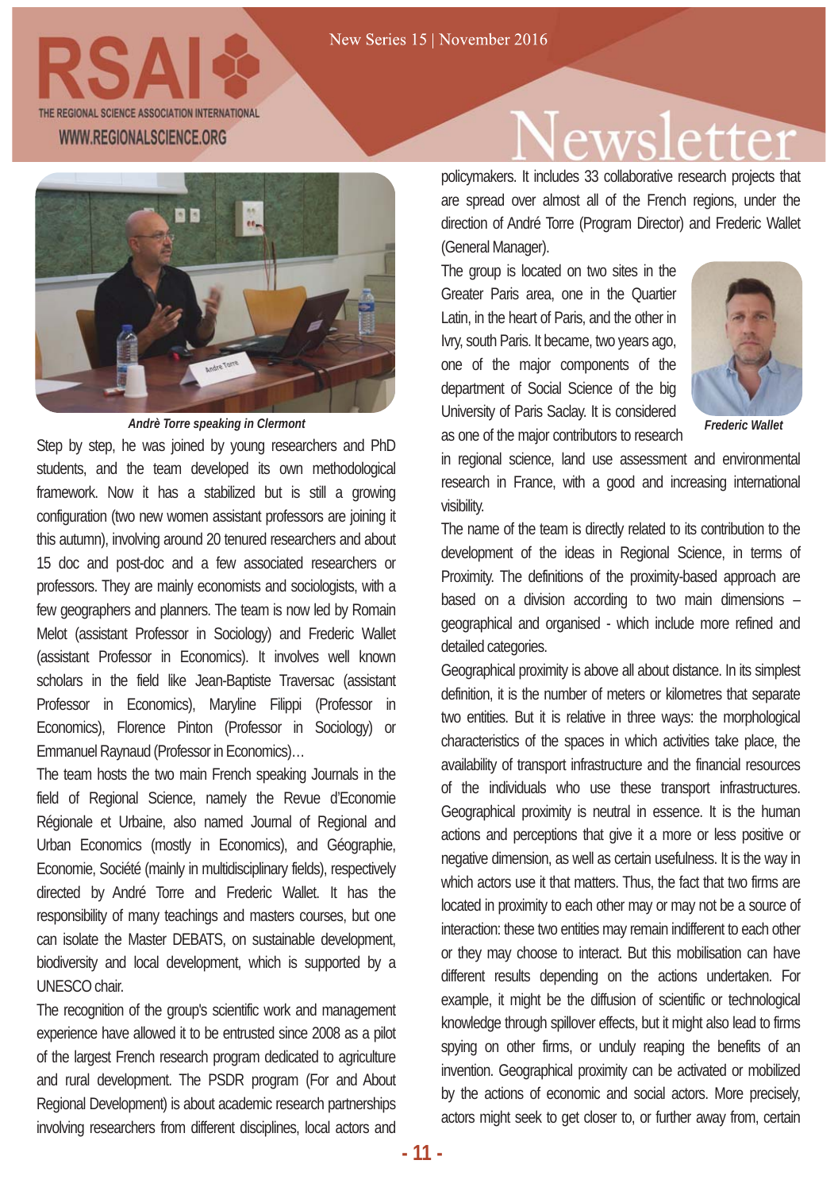*Andrè Torre speaking in Clermont*

Step by step, he was joined by young researchers and PhD students, and the team developed its own methodological framework. Now it has a stabilized but is still a growing configuration (two new women assistant professors are joining it this autumn), involving around 20 tenured researchers and about 15 doc and post-doc and a few associated researchers or professors. They are mainly economists and sociologists, with a few geographers and planners. The team is now led by Romain Melot (assistant Professor in Sociology) and Frederic Wallet (assistant Professor in Economics). It involves well known scholars in the field like Jean-Baptiste Traversac (assistant Professor in Economics), Maryline Filippi (Professor in Economics), Florence Pinton (Professor in Sociology) or Emmanuel Raynaud (Professor in Economics)…

The team hosts the two main French speaking Journals in the field of Regional Science, namely the Revue d'Economie Régionale et Urbaine, also named Journal of Regional and Urban Economics (mostly in Economics), and Géographie, Economie, Société (mainly in multidisciplinary fields), respectively directed by André Torre and Frederic Wallet. It has the responsibility of many teachings and masters courses, but one can isolate the Master DEBATS, on sustainable development, biodiversity and local development, which is supported by a UNESCO chair.

The recognition of the group's scientific work and management experience have allowed it to be entrusted since 2008 as a pilot of the largest French research program dedicated to agriculture and rural development. The PSDR program (For and About Regional Development) is about academic research partnerships involving researchers from different disciplines, local actors and policymakers. It includes 33 collaborative research projects that are spread over almost all of the French regions, under the direction of André Torre (Program Director) and Frederic Wallet (General Manager).

The group is located on two sites in the Greater Paris area, one in the Quartier Latin, in the heart of Paris, and the other in Ivry, south Paris. It became, two years ago, one of the major components of the department of Social Science of the big University of Paris Saclay. It is considered as one of the major contributors to research in regional science, land use assessment and environmental research in France, with a good and increasing international visibility.

*Frederic Wallet*

The name of the team is directly related to its contribution to the development of the ideas in Regional Science, in terms of Proximity. The definitions of the proximity-based approach are based on a division according to two main dimensions – geographical and organised - which include more refined and detailed categories.

Geographical proximity is above all about distance. In its simplest definition, it is the number of meters or kilometres that separate two entities. But it is relative in three ways: the morphological characteristics of the spaces in which activities take place, the availability of transport infrastructure and the financial resources of the individuals who use these transport infrastructures. Geographical proximity is neutral in essence. It is the human actions and perceptions that give it a more or less positive or negative dimension, as well as certain usefulness. It is the way in which actors use it that matters. Thus, the fact that two firms are located in proximity to each other may or may not be a source of interaction: these two entities may remain indifferent to each other or they may choose to interact. But this mobilisation can have different results depending on the actions undertaken. For example, it might be the diffusion of scientific or technological knowledge through spillover effects, but it might also lead to firms spying on other firms, or unduly reaping the benefits of an invention. Geographical proximity can be activated or mobilized by the actions of economic and social actors. More precisely, actors might seek to get closer to, or further away from, certain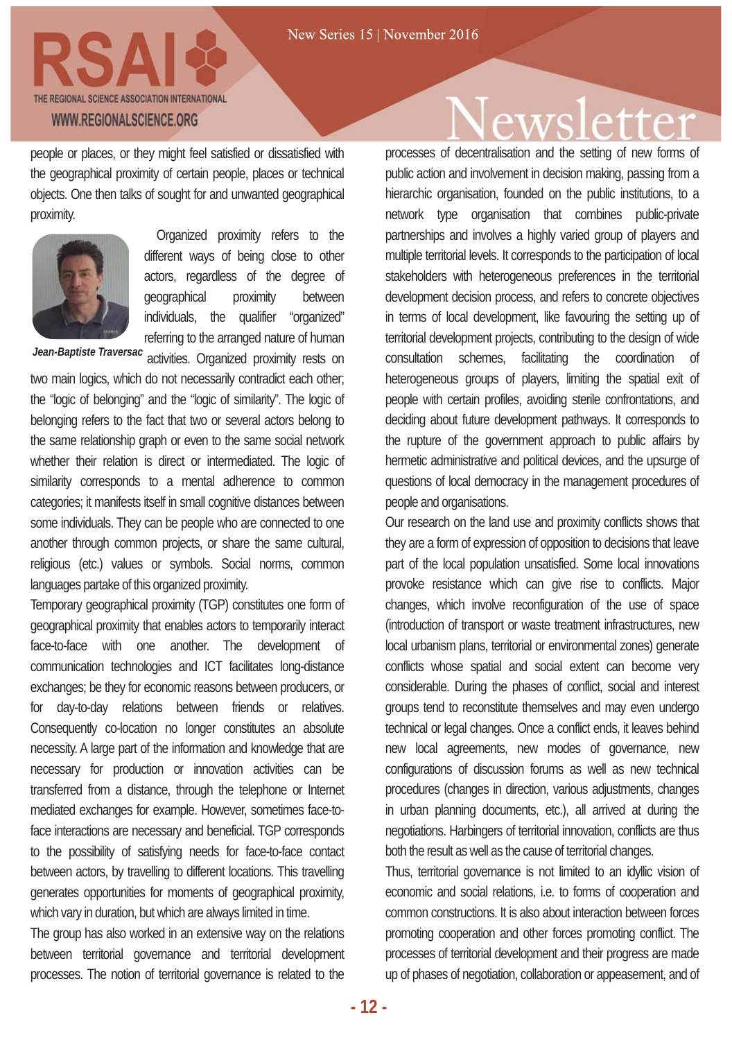people or places, or they might feel satisfied or dissatisfied with the geographical proximity of certain people, places or technical objects. One then talks of sought for and unwanted geographical proximity.

Organized proximity refers to the different ways of being close to other actors, regardless of the degree of geographical proximity between individuals, the qualifier "organized" referring to the arranged nature of human activities. Organized proximity rests on two main logics, which do not necessarily contradict each other; the "logic of belonging" and the "logic of similarity". The logic of belonging refers to the fact that two or several actors belong to the same relationship graph or even to the same social network whether their relation is direct or intermediated. The logic of similarity corresponds to a mental adherence to common categories; it manifests itself in small cognitive distances between some individuals. They can be people who are connected to one another through common projects, or share the same cultural, religious (etc.) values or symbols. Social norms, common languages partake of this organized proximity.

*Jean-Baptiste Traversac*

Temporary geographical proximity (TGP) constitutes one form of geographical proximity that enables actors to temporarily interact face-to-face with one another. The development of communication technologies and ICT facilitates long-distance exchanges; be they for economic reasons between producers, or for day-to-day relations between friends or relatives. Consequently co-location no longer constitutes an absolute necessity. A large part of the information and knowledge that are necessary for production or innovation activities can be transferred from a distance, through the telephone or Internet mediated exchanges for example. However, sometimes face-to-face interactions are necessary and beneficial. TGP corresponds to the possibility of satisfying needs for face-to-face contact between actors, by travelling to different locations. This travelling generates opportunities for moments of geographical proximity, which vary in duration, but which are always limited in time.

The group has also worked in an extensive way on the relations between territorial governance and territorial development processes. The notion of territorial governance is related to the processes of decentralisation and the setting of new forms of public action and involvement in decision making, passing from a hierarchic organisation, founded on the public institutions, to a network type organisation that combines public-private partnerships and involves a highly varied group of players and multiple territorial levels. It corresponds to the participation of local stakeholders with heterogeneous preferences in the territorial development decision process, and refers to concrete objectives in terms of local development, like favouring the setting up of territorial development projects, contributing to the design of wide consultation schemes, facilitating the coordination of heterogeneous groups of players, limiting the spatial exit of people with certain profiles, avoiding sterile confrontations, and deciding about future development pathways. It corresponds to the rupture of the government approach to public affairs by hermetic administrative and political devices, and the upsurge of questions of local democracy in the management procedures of people and organisations.

Our research on the land use and proximity conflicts shows that they are a form of expression of opposition to decisions that leave part of the local population unsatisfied. Some local innovations provoke resistance which can give rise to conflicts. Major changes, which involve reconfiguration of the use of space (introduction of transport or waste treatment infrastructures, new local urbanism plans, territorial or environmental zones) generate conflicts whose spatial and social extent can become very considerable. During the phases of conflict, social and interest groups tend to reconstitute themselves and may even undergo technical or legal changes. Once a conflict ends, it leaves behind new local agreements, new modes of governance, new configurations of discussion forums as well as new technical procedures (changes in direction, various adjustments, changes in urban planning documents, etc.), all arrived at during the negotiations. Harbingers of territorial innovation, conflicts are thus both the result as well as the cause of territorial changes.

Thus, territorial governance is not limited to an idyllic vision of economic and social relations, i.e. to forms of cooperation and common constructions. It is also about interaction between forces promoting cooperation and other forces promoting conflict. The processes of territorial development and their progress are made up of phases of negotiation, collaboration or appeasement, and of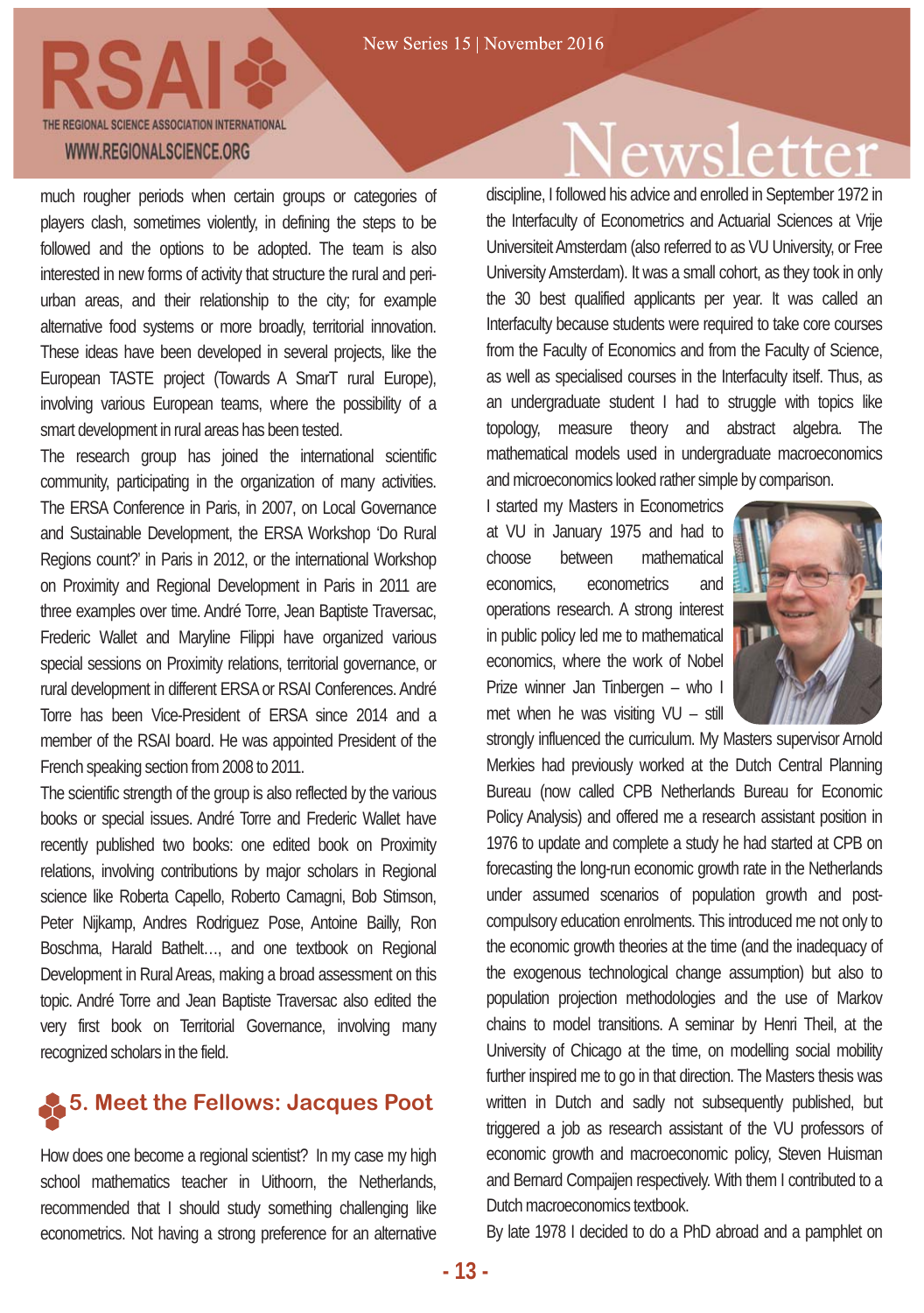much rougher periods when certain groups or categories of players clash, sometimes violently, in defining the steps to be followed and the options to be adopted. The team is also interested in new forms of activity that structure the rural and peri-urban areas, and their relationship to the city; for example alternative food systems or more broadly, territorial innovation. These ideas have been developed in several projects, like the European TASTE project (Towards A SmarT rural Europe), involving various European teams, where the possibility of a smart development in rural areas has been tested.

The research group has joined the international scientific community, participating in the organization of many activities. The ERSA Conference in Paris, in 2007, on Local Governance and Sustainable Development, the ERSA Workshop 'Do Rural Regions count?' in Paris in 2012, or the international Workshop on Proximity and Regional Development in Paris in 2011 are three examples over time. André Torre, Jean Baptiste Traversac, Frederic Wallet and Maryline Filippi have organized various special sessions on Proximity relations, territorial governance, or rural development in different ERSA or RSAI Conferences. André Torre has been Vice-President of ERSA since 2014 and a member of the RSAI board. He was appointed President of the French speaking section from 2008 to 2011.

The scientific strength of the group is also reflected by the various books or special issues. André Torre and Frederic Wallet have recently published two books: one edited book on Proximity relations, involving contributions by major scholars in Regional science like Roberta Capello, Roberto Camagni, Bob Stimson, Peter Nijkamp, Andres Rodriguez Pose, Antoine Bailly, Ron Boschma, Harald Bathelt…, and one textbook on Regional Development in Rural Areas, making a broad assessment on this topic. André Torre and Jean Baptiste Traversac also edited the very first book on Territorial Governance, involving many recognized scholars in the field.

## 5. Meet the Fellows: Jacques Poot

How does one become a regional scientist? In my case my high school mathematics teacher in Uithoorn, the Netherlands, recommended that I should study something challenging like econometrics. Not having a strong preference for an alternative discipline, I followed his advice and enrolled in September 1972 in the Interfaculty of Econometrics and Actuarial Sciences at Vrije Universiteit Amsterdam (also referred to as VU University, or Free University Amsterdam). It was a small cohort, as they took in only the 30 best qualified applicants per year. It was called an Interfaculty because students were required to take core courses from the Faculty of Economics and from the Faculty of Science, as well as specialised courses in the Interfaculty itself. Thus, as an undergraduate student I had to struggle with topics like topology, measure theory and abstract algebra. The mathematical models used in undergraduate macroeconomics and microeconomics looked rather simple by comparison.

I started my Masters in Econometrics at VU in January 1975 and had to choose between mathematical economics, econometrics and operations research. A strong interest in public policy led me to mathematical economics, where the work of Nobel Prize winner Jan Tinbergen – who I met when he was visiting VU – still strongly influenced the curriculum. My Masters supervisor Arnold Merkies had previously worked at the Dutch Central Planning Bureau (now called CPB Netherlands Bureau for Economic Policy Analysis) and offered me a research assistant position in 1976 to update and complete a study he had started at CPB on forecasting the long-run economic growth rate in the Netherlands under assumed scenarios of population growth and post-compulsory education enrolments. This introduced me not only to the economic growth theories at the time (and the inadequacy of the exogenous technological change assumption) but also to population projection methodologies and the use of Markov chains to model transitions. A seminar by Henri Theil, at the University of Chicago at the time, on modelling social mobility further inspired me to go in that direction. The Masters thesis was written in Dutch and sadly not subsequently published, but triggered a job as research assistant of the VU professors of economic growth and macroeconomic policy, Steven Huisman and Bernard Compaijen respectively. With them I contributed to a Dutch macroeconomics textbook.

By late 1978 I decided to do a PhD abroad and a pamphlet on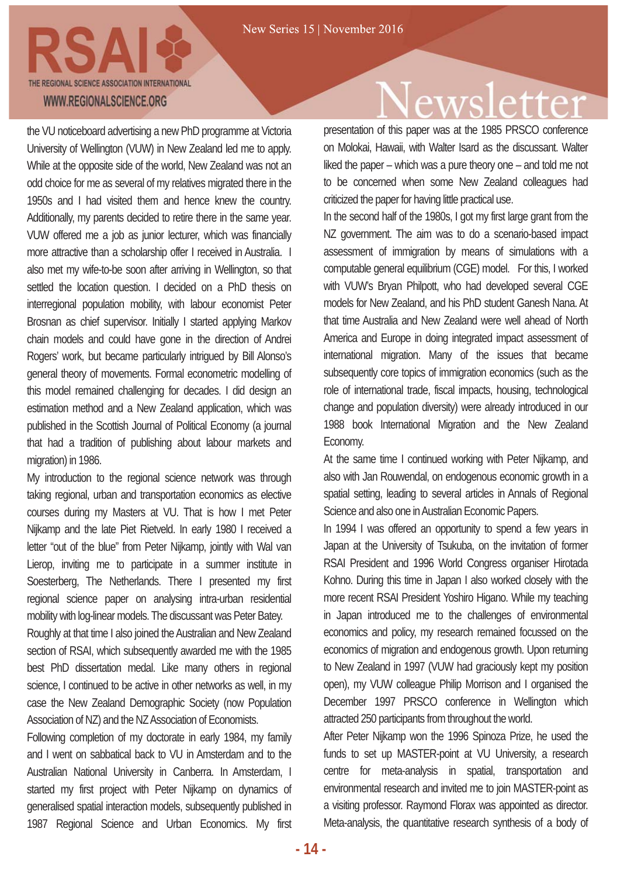the VU noticeboard advertising a new PhD programme at Victoria University of Wellington (VUW) in New Zealand led me to apply. While at the opposite side of the world, New Zealand was not an odd choice for me as several of my relatives migrated there in the 1950s and I had visited them and hence knew the country. Additionally, my parents decided to retire there in the same year. VUW offered me a job as junior lecturer, which was financially more attractive than a scholarship offer I received in Australia. I also met my wife-to-be soon after arriving in Wellington, so that settled the location question. I decided on a PhD thesis on interregional population mobility, with labour economist Peter Brosnan as chief supervisor. Initially I started applying Markov chain models and could have gone in the direction of Andrei Rogers' work, but became particularly intrigued by Bill Alonso's general theory of movements. Formal econometric modelling of this model remained challenging for decades. I did design an estimation method and a New Zealand application, which was published in the Scottish Journal of Political Economy (a journal that had a tradition of publishing about labour markets and migration) in 1986.

My introduction to the regional science network was through taking regional, urban and transportation economics as elective courses during my Masters at VU. That is how I met Peter Nijkamp and the late Piet Rietveld. In early 1980 I received a letter "out of the blue" from Peter Nijkamp, jointly with Wal van Lierop, inviting me to participate in a summer institute in Soesterberg, The Netherlands. There I presented my first regional science paper on analysing intra-urban residential mobility with log-linear models. The discussant was Peter Batey.

Roughly at that time I also joined the Australian and New Zealand section of RSAI, which subsequently awarded me with the 1985 best PhD dissertation medal. Like many others in regional science, I continued to be active in other networks as well, in my case the New Zealand Demographic Society (now Population Association of NZ) and the NZ Association of Economists.

Following completion of my doctorate in early 1984, my family and I went on sabbatical back to VU in Amsterdam and to the Australian National University in Canberra. In Amsterdam, I started my first project with Peter Nijkamp on dynamics of generalised spatial interaction models, subsequently published in 1987 Regional Science and Urban Economics. My first presentation of this paper was at the 1985 PRSCO conference on Molokai, Hawaii, with Walter Isard as the discussant. Walter liked the paper – which was a pure theory one – and told me not to be concerned when some New Zealand colleagues had criticized the paper for having little practical use.

In the second half of the 1980s, I got my first large grant from the NZ government. The aim was to do a scenario-based impact assessment of immigration by means of simulations with a computable general equilibrium (CGE) model. For this, I worked with VUW's Bryan Philpott, who had developed several CGE models for New Zealand, and his PhD student Ganesh Nana. At that time Australia and New Zealand were well ahead of North America and Europe in doing integrated impact assessment of international migration. Many of the issues that became subsequently core topics of immigration economics (such as the role of international trade, fiscal impacts, housing, technological change and population diversity) were already introduced in our 1988 book International Migration and the New Zealand Economy.

At the same time I continued working with Peter Nijkamp, and also with Jan Rouwendal, on endogenous economic growth in a spatial setting, leading to several articles in Annals of Regional Science and also one in Australian Economic Papers.

In 1994 I was offered an opportunity to spend a few years in Japan at the University of Tsukuba, on the invitation of former RSAI President and 1996 World Congress organiser Hirotada Kohno. During this time in Japan I also worked closely with the more recent RSAI President Yoshiro Higano. While my teaching in Japan introduced me to the challenges of environmental economics and policy, my research remained focussed on the economics of migration and endogenous growth. Upon returning to New Zealand in 1997 (VUW had graciously kept my position open), my VUW colleague Philip Morrison and I organised the December 1997 PRSCO conference in Wellington which attracted 250 participants from throughout the world.

After Peter Nijkamp won the 1996 Spinoza Prize, he used the funds to set up MASTER-point at VU University, a research centre for meta-analysis in spatial, transportation and environmental research and invited me to join MASTER-point as a visiting professor. Raymond Florax was appointed as director. Meta-analysis, the quantitative research synthesis of a body of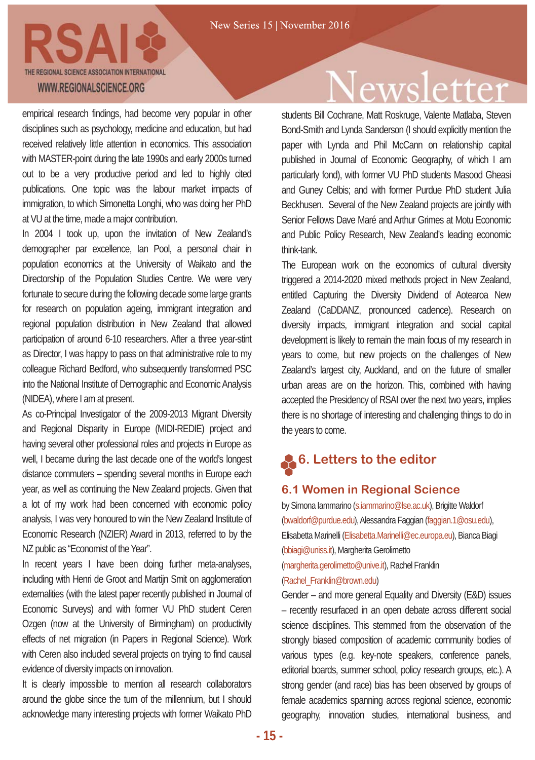empirical research findings, had become very popular in other disciplines such as psychology, medicine and education, but had received relatively little attention in economics. This association with MASTER-point during the late 1990s and early 2000s turned out to be a very productive period and led to highly cited publications. One topic was the labour market impacts of immigration, to which Simonetta Longhi, who was doing her PhD at VU at the time, made a major contribution.

In 2004 I took up, upon the invitation of New Zealand's demographer par excellence, Ian Pool, a personal chair in population economics at the University of Waikato and the Directorship of the Population Studies Centre. We were very fortunate to secure during the following decade some large grants for research on population ageing, immigrant integration and regional population distribution in New Zealand that allowed participation of around 6-10 researchers. After a three year-stint as Director, I was happy to pass on that administrative role to my colleague Richard Bedford, who subsequently transformed PSC into the National Institute of Demographic and Economic Analysis (NIDEA), where I am at present.

As co-Principal Investigator of the 2009-2013 Migrant Diversity and Regional Disparity in Europe (MIDI-REDIE) project and having several other professional roles and projects in Europe as well, I became during the last decade one of the world's longest distance commuters – spending several months in Europe each year, as well as continuing the New Zealand projects. Given that a lot of my work had been concerned with economic policy analysis, I was very honoured to win the New Zealand Institute of Economic Research (NZIER) Award in 2013, referred to by the NZ public as "Economist of the Year".

In recent years I have been doing further meta-analyses, including with Henri de Groot and Martijn Smit on agglomeration externalities (with the latest paper recently published in Journal of Economic Surveys) and with former VU PhD student Ceren Ozgen (now at the University of Birmingham) on productivity effects of net migration (in Papers in Regional Science). Work with Ceren also included several projects on trying to find causal evidence of diversity impacts on innovation.

It is clearly impossible to mention all research collaborators around the globe since the turn of the millennium, but I should acknowledge many interesting projects with former Waikato PhD students Bill Cochrane, Matt Roskruge, Valente Matlaba, Steven Bond-Smith and Lynda Sanderson (I should explicitly mention the paper with Lynda and Phil McCann on relationship capital published in Journal of Economic Geography, of which I am particularly fond), with former VU PhD students Masood Gheasi and Guney Celbis; and with former Purdue PhD student Julia Beckhusen. Several of the New Zealand projects are jointly with Senior Fellows Dave Maré and Arthur Grimes at Motu Economic and Public Policy Research, New Zealand's leading economic think-tank.

The European work on the economics of cultural diversity triggered a 2014-2020 mixed methods project in New Zealand, entitled Capturing the Diversity Dividend of Aotearoa New Zealand (CaDDANZ, pronounced cadence). Research on diversity impacts, immigrant integration and social capital development is likely to remain the main focus of my research in years to come, but new projects on the challenges of New Zealand's largest city, Auckland, and on the future of smaller urban areas are on the horizon. This, combined with having accepted the Presidency of RSAI over the next two years, implies there is no shortage of interesting and challenging things to do in the years to come.

# 6. Letters to the editor

## 6.1 Women in Regional Science

by Simona Iammarino (s.iammarino@lse.ac.uk), Brigitte Waldorf (bwaldorf@purdue.edu), Alessandra Faggian (faggian.1@osu.edu), Elisabetta Marinelli (Elisabetta.Marinelli@ec.europa.eu), Bianca Biagi (bbiagi@uniss.it), Margherita Gerolimetto (margherita.gerolimetto@unive.it), Rachel Franklin (Rachel_Franklin@brown.edu)

Gender – and more general Equality and Diversity (E&D) issues – recently resurfaced in an open debate across different social science disciplines. This stemmed from the observation of the strongly biased composition of academic community bodies of various types (e.g. key-note speakers, conference panels, editorial boards, summer school, policy research groups, etc.). A strong gender (and race) bias has been observed by groups of female academics spanning across regional science, economic geography, innovation studies, international business, and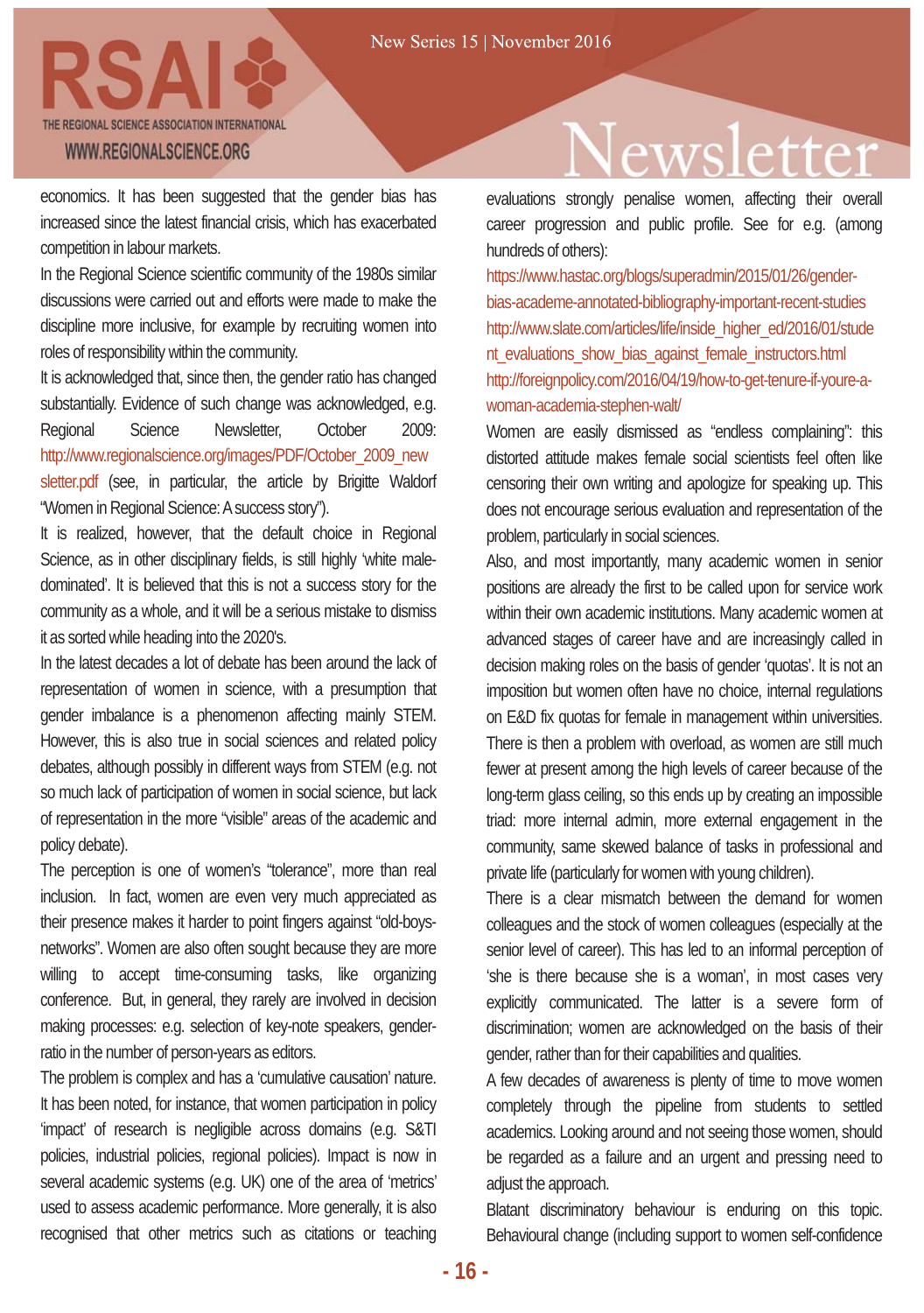economics. It has been suggested that the gender bias has increased since the latest financial crisis, which has exacerbated competition in labour markets.

In the Regional Science scientific community of the 1980s similar discussions were carried out and efforts were made to make the discipline more inclusive, for example by recruiting women into roles of responsibility within the community.

It is acknowledged that, since then, the gender ratio has changed substantially. Evidence of such change was acknowledged, e.g. Regional Science Newsletter, October 2009: http://www.regionalscience.org/images/PDF/October_2009_newsletter.pdf (see, in particular, the article by Brigitte Waldorf "Women in Regional Science: A success story").

It is realized, however, that the default choice in Regional Science, as in other disciplinary fields, is still highly 'white male-dominated'. It is believed that this is not a success story for the community as a whole, and it will be a serious mistake to dismiss it as sorted while heading into the 2020's.

In the latest decades a lot of debate has been around the lack of representation of women in science, with a presumption that gender imbalance is a phenomenon affecting mainly STEM. However, this is also true in social sciences and related policy debates, although possibly in different ways from STEM (e.g. not so much lack of participation of women in social science, but lack of representation in the more "visible" areas of the academic and policy debate).

The perception is one of women's "tolerance", more than real inclusion. In fact, women are even very much appreciated as their presence makes it harder to point fingers against "old-boys-networks". Women are also often sought because they are more willing to accept time-consuming tasks, like organizing conference. But, in general, they rarely are involved in decision making processes: e.g. selection of key-note speakers, gender-ratio in the number of person-years as editors.

The problem is complex and has a 'cumulative causation' nature. It has been noted, for instance, that women participation in policy 'impact' of research is negligible across domains (e.g. S&TI policies, industrial policies, regional policies). Impact is now in several academic systems (e.g. UK) one of the area of 'metrics' used to assess academic performance. More generally, it is also recognised that other metrics such as citations or teaching evaluations strongly penalise women, affecting their overall career progression and public profile. See for e.g. (among hundreds of others):

https://www.hastac.org/blogs/superadmin/2015/01/26/gender-bias-academe-annotated-bibliography-important-recent-studies
http://www.slate.com/articles/life/inside_higher_ed/2016/01/student_evaluations_show_bias_against_female_instructors.html
http://foreignpolicy.com/2016/04/19/how-to-get-tenure-if-youre-a-woman-academia-stephen-walt/

Women are easily dismissed as "endless complaining": this distorted attitude makes female social scientists feel often like censoring their own writing and apologize for speaking up. This does not encourage serious evaluation and representation of the problem, particularly in social sciences.

Also, and most importantly, many academic women in senior positions are already the first to be called upon for service work within their own academic institutions. Many academic women at advanced stages of career have and are increasingly called in decision making roles on the basis of gender 'quotas'. It is not an imposition but women often have no choice, internal regulations on E&D fix quotas for female in management within universities. There is then a problem with overload, as women are still much fewer at present among the high levels of career because of the long-term glass ceiling, so this ends up by creating an impossible triad: more internal admin, more external engagement in the community, same skewed balance of tasks in professional and private life (particularly for women with young children).

There is a clear mismatch between the demand for women colleagues and the stock of women colleagues (especially at the senior level of career). This has led to an informal perception of 'she is there because she is a woman', in most cases very explicitly communicated. The latter is a severe form of discrimination; women are acknowledged on the basis of their gender, rather than for their capabilities and qualities.

A few decades of awareness is plenty of time to move women completely through the pipeline from students to settled academics. Looking around and not seeing those women, should be regarded as a failure and an urgent and pressing need to adjust the approach.

Blatant discriminatory behaviour is enduring on this topic. Behavioural change (including support to women self-confidence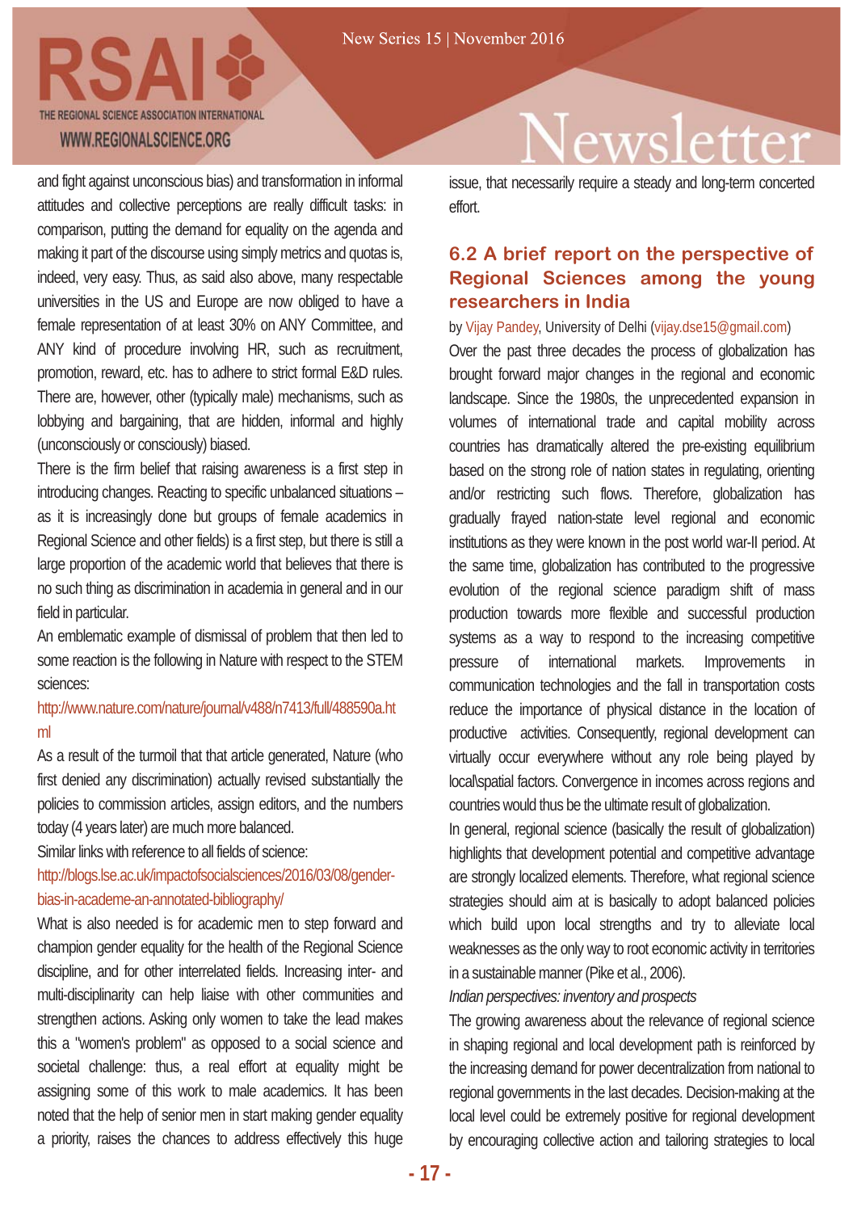and fight against unconscious bias) and transformation in informal attitudes and collective perceptions are really difficult tasks: in comparison, putting the demand for equality on the agenda and making it part of the discourse using simply metrics and quotas is, indeed, very easy. Thus, as said also above, many respectable universities in the US and Europe are now obliged to have a female representation of at least 30% on ANY Committee, and ANY kind of procedure involving HR, such as recruitment, promotion, reward, etc. has to adhere to strict formal E&D rules. There are, however, other (typically male) mechanisms, such as lobbying and bargaining, that are hidden, informal and highly (unconsciously or consciously) biased.

There is the firm belief that raising awareness is a first step in introducing changes. Reacting to specific unbalanced situations – as it is increasingly done but groups of female academics in Regional Science and other fields) is a first step, but there is still a large proportion of the academic world that believes that there is no such thing as discrimination in academia in general and in our field in particular.

An emblematic example of dismissal of problem that then led to some reaction is the following in Nature with respect to the STEM sciences:

http://www.nature.com/nature/journal/v488/n7413/full/488590a.html

As a result of the turmoil that that article generated, Nature (who first denied any discrimination) actually revised substantially the policies to commission articles, assign editors, and the numbers today (4 years later) are much more balanced.

Similar links with reference to all fields of science:

http://blogs.lse.ac.uk/impactofsocialsciences/2016/03/08/gender-bias-in-academe-an-annotated-bibliography/

What is also needed is for academic men to step forward and champion gender equality for the health of the Regional Science discipline, and for other interrelated fields. Increasing inter- and multi-disciplinarity can help liaise with other communities and strengthen actions. Asking only women to take the lead makes this a "women's problem" as opposed to a social science and societal challenge: thus, a real effort at equality might be assigning some of this work to male academics. It has been noted that the help of senior men in start making gender equality a priority, raises the chances to address effectively this huge issue, that necessarily require a steady and long-term concerted effort.

## 6.2 A brief report on the perspective of Regional Sciences among the young researchers in India

by Vijay Pandey, University of Delhi (vijay.dse15@gmail.com)

Over the past three decades the process of globalization has brought forward major changes in the regional and economic landscape. Since the 1980s, the unprecedented expansion in volumes of international trade and capital mobility across countries has dramatically altered the pre-existing equilibrium based on the strong role of nation states in regulating, orienting and/or restricting such flows. Therefore, globalization has gradually frayed nation-state level regional and economic institutions as they were known in the post world war-II period. At the same time, globalization has contributed to the progressive evolution of the regional science paradigm shift of mass production towards more flexible and successful production systems as a way to respond to the increasing competitive pressure of international markets. Improvements in communication technologies and the fall in transportation costs reduce the importance of physical distance in the location of productive activities. Consequently, regional development can virtually occur everywhere without any role being played by local\spatial factors. Convergence in incomes across regions and countries would thus be the ultimate result of globalization.

In general, regional science (basically the result of globalization) highlights that development potential and competitive advantage are strongly localized elements. Therefore, what regional science strategies should aim at is basically to adopt balanced policies which build upon local strengths and try to alleviate local weaknesses as the only way to root economic activity in territories in a sustainable manner (Pike et al., 2006).

*Indian perspectives: inventory and prospects*

The growing awareness about the relevance of regional science in shaping regional and local development path is reinforced by the increasing demand for power decentralization from national to regional governments in the last decades. Decision-making at the local level could be extremely positive for regional development by encouraging collective action and tailoring strategies to local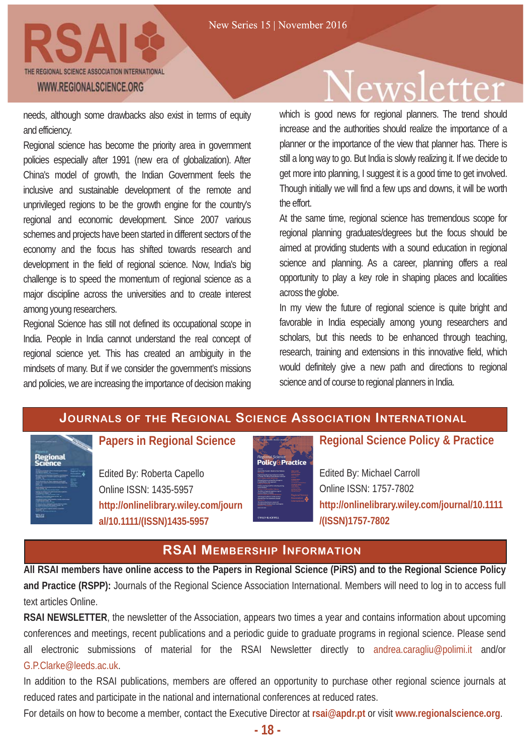needs, although some drawbacks also exist in terms of equity and efficiency.

Regional science has become the priority area in government policies especially after 1991 (new era of globalization). After China's model of growth, the Indian Government feels the inclusive and sustainable development of the remote and unprivileged regions to be the growth engine for the country's regional and economic development. Since 2007 various schemes and projects have been started in different sectors of the economy and the focus has shifted towards research and development in the field of regional science. Now, India's big challenge is to speed the momentum of regional science as a major discipline across the universities and to create interest among young researchers.

Regional Science has still not defined its occupational scope in India. People in India cannot understand the real concept of regional science yet. This has created an ambiguity in the mindsets of many. But if we consider the government's missions and policies, we are increasing the importance of decision making which is good news for regional planners. The trend should increase and the authorities should realize the importance of a planner or the importance of the view that planner has. There is still a long way to go. But India is slowly realizing it. If we decide to get more into planning, I suggest it is a good time to get involved. Though initially we will find a few ups and downs, it will be worth the effort.

At the same time, regional science has tremendous scope for regional planning graduates/degrees but the focus should be aimed at providing students with a sound education in regional science and planning. As a career, planning offers a real opportunity to play a key role in shaping places and localities across the globe.

In my view the future of regional science is quite bright and favorable in India especially among young researchers and scholars, but this needs to be enhanced through teaching, research, training and extensions in this innovative field, which would definitely give a new path and directions to regional science and of course to regional planners in India.

## Journals of the Regional Science Association International

### Papers in Regional Science

Edited By: Roberta Capello
Online ISSN: 1435-5957
**http://onlinelibrary.wiley.com/journal/10.1111/(ISSN)1435-5957**

### Regional Science Policy & Practice

Edited By: Michael Carroll
Online ISSN: 1757-7802
**http://onlinelibrary.wiley.com/journal/10.1111/(ISSN)1757-7802**

## RSAI Membership Information

**All RSAI members have online access to the Papers in Regional Science (PiRS) and to the Regional Science Policy and Practice (RSPP):** Journals of the Regional Science Association International. Members will need to log in to access full text articles Online.

**RSAI NEWSLETTER**, the newsletter of the Association, appears two times a year and contains information about upcoming conferences and meetings, recent publications and a periodic guide to graduate programs in regional science. Please send all electronic submissions of material for the RSAI Newsletter directly to andrea.caragliu@polimi.it and/or G.P.Clarke@leeds.ac.uk.

In addition to the RSAI publications, members are offered an opportunity to purchase other regional science journals at reduced rates and participate in the national and international conferences at reduced rates.

For details on how to become a member, contact the Executive Director at **rsai@apdr.pt** or visit **www.regionalscience.org**.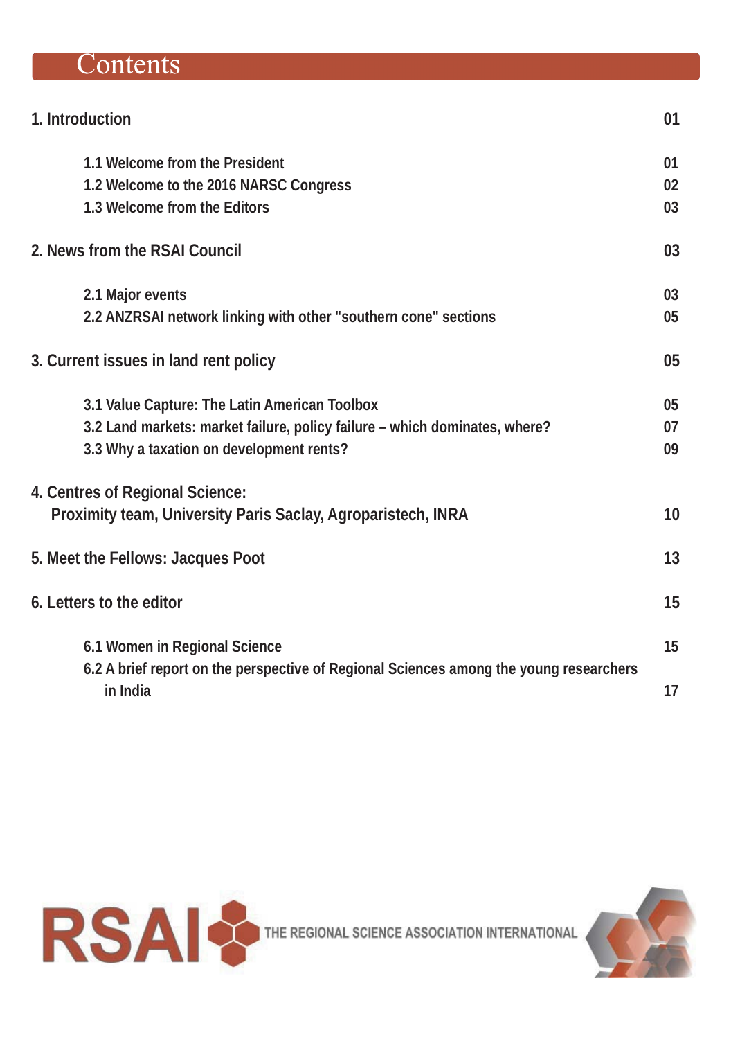# Contents

| | |
|---|---|
| **1. Introduction** | **01** |
| 1.1 Welcome from the President | 01 |
| 1.2 Welcome to the 2016 NARSC Congress | 02 |
| 1.3 Welcome from the Editors | 03 |
| **2. News from the RSAI Council** | **03** |
| 2.1 Major events | 03 |
| 2.2 ANZRSAI network linking with other "southern cone" sections | 05 |
| **3. Current issues in land rent policy** | **05** |
| 3.1 Value Capture: The Latin American Toolbox | 05 |
| 3.2 Land markets: market failure, policy failure – which dominates, where? | 07 |
| 3.3 Why a taxation on development rents? | 09 |
| **4. Centres of Regional Science: Proximity team, University Paris Saclay, Agroparistech, INRA** | **10** |
| **5. Meet the Fellows: Jacques Poot** | **13** |
| **6. Letters to the editor** | **15** |
| 6.1 Women in Regional Science | 15 |
| 6.2 A brief report on the perspective of Regional Sciences among the young researchers in India | 17 |

RSAI THE REGIONAL SCIENCE ASSOCIATION INTERNATIONAL